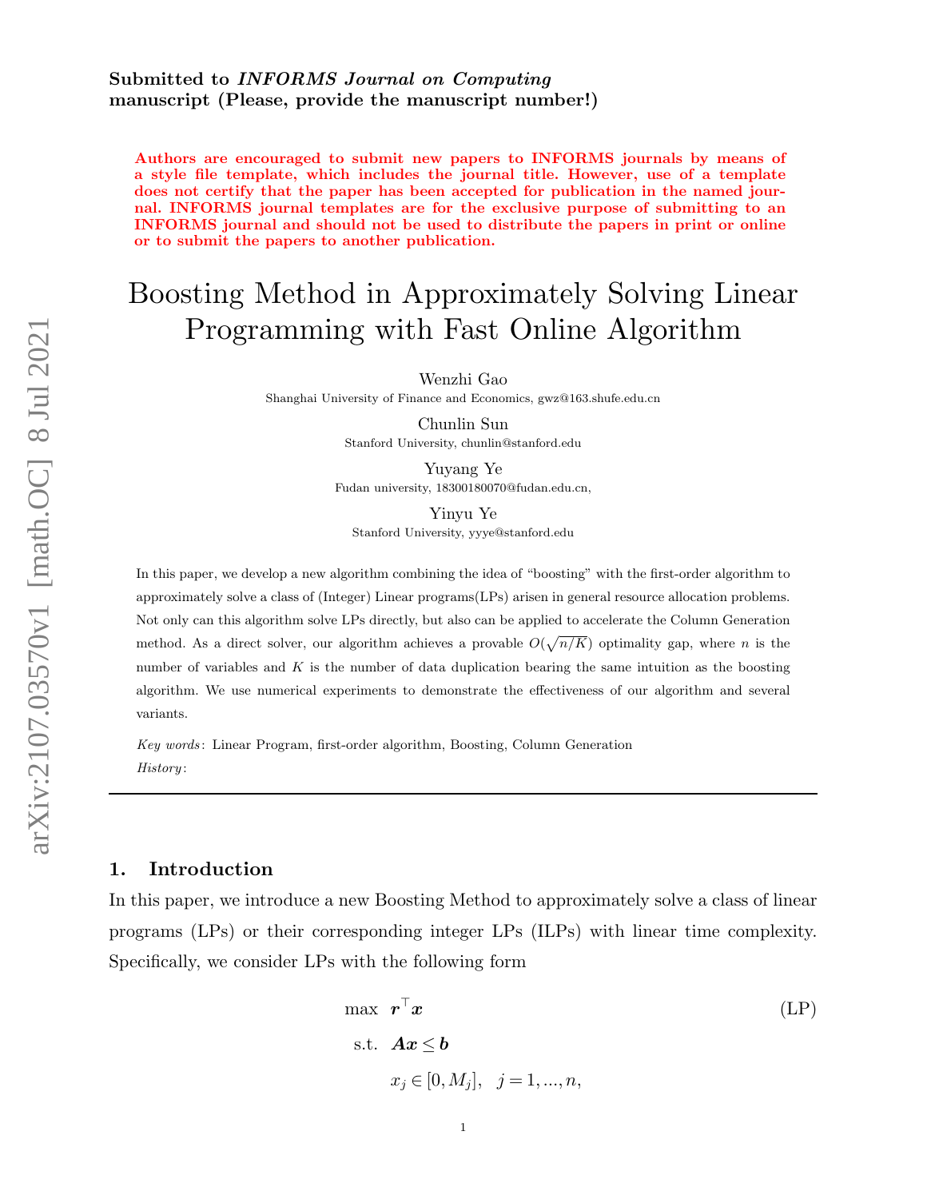Submitted to *INFORMS Journal on Computing*
manuscript (Please, provide the manuscript number!)

**Authors are encouraged to submit new papers to INFORMS journals by means of a style file template, which includes the journal title. However, use of a template does not certify that the paper has been accepted for publication in the named journal. INFORMS journal templates are for the exclusive purpose of submitting to an INFORMS journal and should not be used to distribute the papers in print or online or to submit the papers to another publication.**

# Boosting Method in Approximately Solving Linear Programming with Fast Online Algorithm

Wenzhi Gao
Shanghai University of Finance and Economics, gwz@163.shufe.edu.cn

Chunlin Sun
Stanford University, chunlin@stanford.edu

Yuyang Ye
Fudan university, 18300180070@fudan.edu.cn,

Yinyu Ye
Stanford University, yyye@stanford.edu

In this paper, we develop a new algorithm combining the idea of "boosting" with the first-order algorithm to approximately solve a class of (Integer) Linear programs(LPs) arisen in general resource allocation problems. Not only can this algorithm solve LPs directly, but also can be applied to accelerate the Column Generation method. As a direct solver, our algorithm achieves a provable $O(\sqrt{n/K})$ optimality gap, where $n$ is the number of variables and $K$ is the number of data duplication bearing the same intuition as the boosting algorithm. We use numerical experiments to demonstrate the effectiveness of our algorithm and several variants.

*Key words*: Linear Program, first-order algorithm, Boosting, Column Generation
*History*:

## 1. Introduction

In this paper, we introduce a new Boosting Method to approximately solve a class of linear programs (LPs) or their corresponding integer LPs (ILPs) with linear time complexity. Specifically, we consider LPs with the following form

$$
\begin{aligned}
\max \quad & \boldsymbol{r}^\top \boldsymbol{x} && \text{(LP)}\\
\text{s.t.} \quad & \boldsymbol{A}\boldsymbol{x} \le \boldsymbol{b} \\
& x_j \in [0, M_j], \quad j = 1, ..., n,
\end{aligned}
$$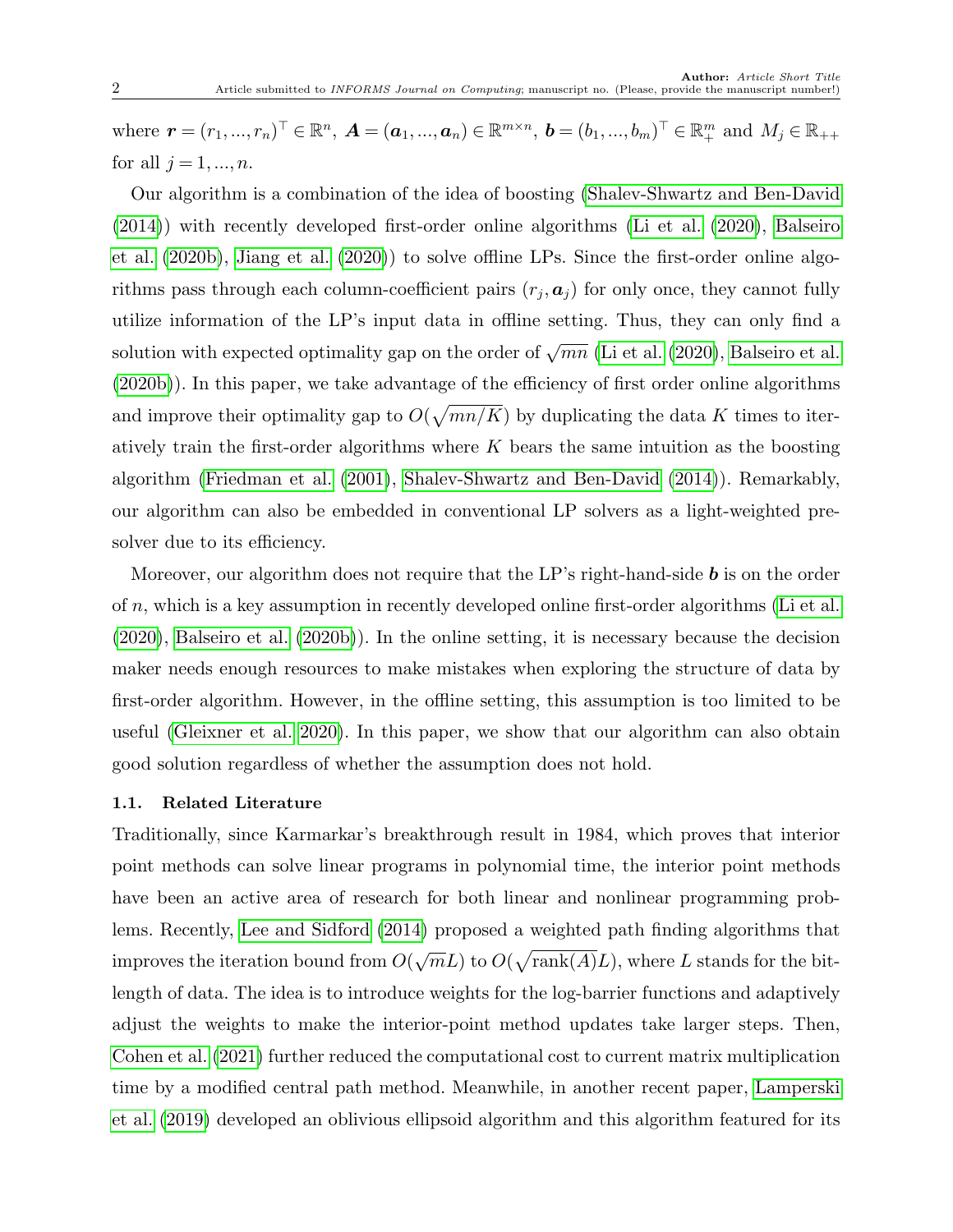where $\boldsymbol{r} = (r_1, ..., r_n)^\top \in \mathbb{R}^n$, $\boldsymbol{A} = (\boldsymbol{a}_1, ..., \boldsymbol{a}_n) \in \mathbb{R}^{m \times n}$, $\boldsymbol{b} = (b_1, ..., b_m)^\top \in \mathbb{R}^m_+$ and $M_j \in \mathbb{R}_{++}$ for all $j = 1, ..., n$.

Our algorithm is a combination of the idea of boosting (Shalev-Shwartz and Ben-David (2014)) with recently developed first-order online algorithms (Li et al. (2020), Balseiro et al. (2020b), Jiang et al. (2020)) to solve offline LPs. Since the first-order online algorithms pass through each column-coefficient pairs $(r_j, \boldsymbol{a}_j)$ for only once, they cannot fully utilize information of the LP's input data in offline setting. Thus, they can only find a solution with expected optimality gap on the order of $\sqrt{mn}$ (Li et al. (2020), Balseiro et al. (2020b)). In this paper, we take advantage of the efficiency of first order online algorithms and improve their optimality gap to $O(\sqrt{mn/K})$ by duplicating the data $K$ times to iteratively train the first-order algorithms where $K$ bears the same intuition as the boosting algorithm (Friedman et al. (2001), Shalev-Shwartz and Ben-David (2014)). Remarkably, our algorithm can also be embedded in conventional LP solvers as a light-weighted presolver due to its efficiency.

Moreover, our algorithm does not require that the LP's right-hand-side $\boldsymbol{b}$ is on the order of $n$, which is a key assumption in recently developed online first-order algorithms (Li et al. (2020), Balseiro et al. (2020b)). In the online setting, it is necessary because the decision maker needs enough resources to make mistakes when exploring the structure of data by first-order algorithm. However, in the offline setting, this assumption is too limited to be useful (Gleixner et al. 2020). In this paper, we show that our algorithm can also obtain good solution regardless of whether the assumption does not hold.

### 1.1. Related Literature

Traditionally, since Karmarkar's breakthrough result in 1984, which proves that interior point methods can solve linear programs in polynomial time, the interior point methods have been an active area of research for both linear and nonlinear programming problems. Recently, Lee and Sidford (2014) proposed a weighted path finding algorithms that improves the iteration bound from $O(\sqrt{m}L)$ to $O(\sqrt{\text{rank}(A)}L)$, where $L$ stands for the bit-length of data. The idea is to introduce weights for the log-barrier functions and adaptively adjust the weights to make the interior-point method updates take larger steps. Then, Cohen et al. (2021) further reduced the computational cost to current matrix multiplication time by a modified central path method. Meanwhile, in another recent paper, Lamperski et al. (2019) developed an oblivious ellipsoid algorithm and this algorithm featured for its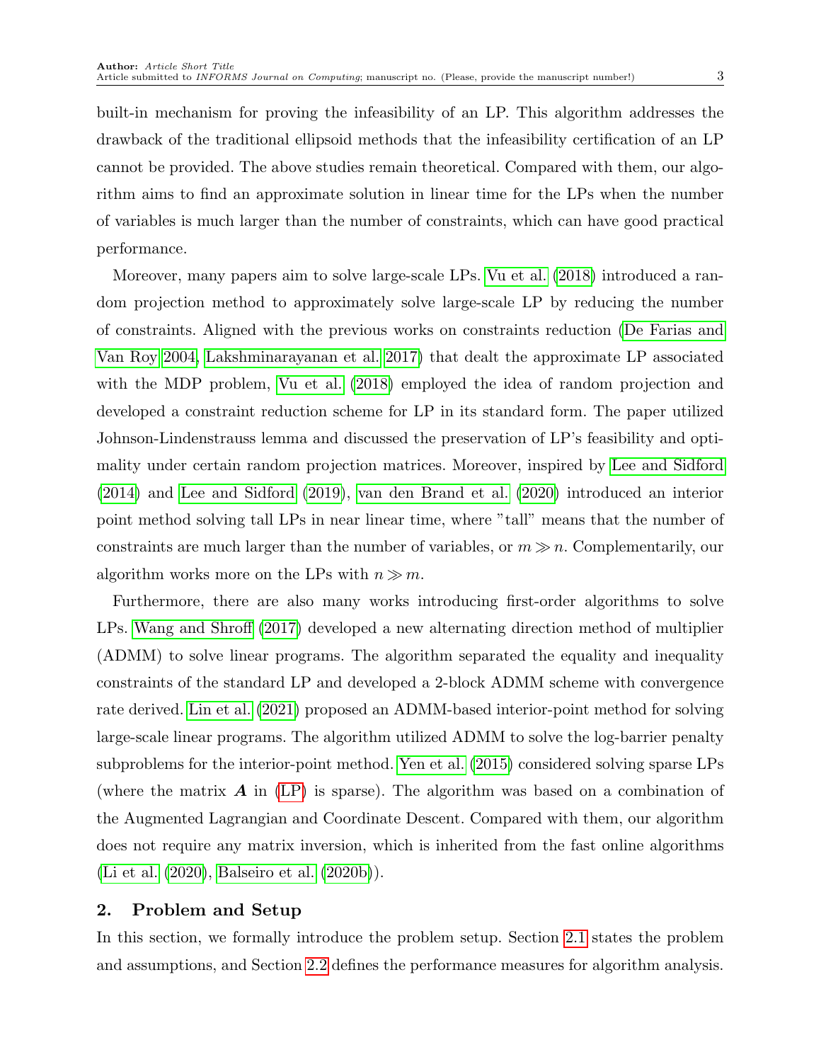built-in mechanism for proving the infeasibility of an LP. This algorithm addresses the drawback of the traditional ellipsoid methods that the infeasibility certification of an LP cannot be provided. The above studies remain theoretical. Compared with them, our algorithm aims to find an approximate solution in linear time for the LPs when the number of variables is much larger than the number of constraints, which can have good practical performance.

Moreover, many papers aim to solve large-scale LPs. Vu et al. (2018) introduced a random projection method to approximately solve large-scale LP by reducing the number of constraints. Aligned with the previous works on constraints reduction (De Farias and Van Roy 2004, Lakshminarayanan et al. 2017) that dealt the approximate LP associated with the MDP problem, Vu et al. (2018) employed the idea of random projection and developed a constraint reduction scheme for LP in its standard form. The paper utilized Johnson-Lindenstrauss lemma and discussed the preservation of LP's feasibility and optimality under certain random projection matrices. Moreover, inspired by Lee and Sidford (2014) and Lee and Sidford (2019), van den Brand et al. (2020) introduced an interior point method solving tall LPs in near linear time, where "tall" means that the number of constraints are much larger than the number of variables, or $m \gg n$. Complementarily, our algorithm works more on the LPs with $n \gg m$.

Furthermore, there are also many works introducing first-order algorithms to solve LPs. Wang and Shroff (2017) developed a new alternating direction method of multiplier (ADMM) to solve linear programs. The algorithm separated the equality and inequality constraints of the standard LP and developed a 2-block ADMM scheme with convergence rate derived. Lin et al. (2021) proposed an ADMM-based interior-point method for solving large-scale linear programs. The algorithm utilized ADMM to solve the log-barrier penalty subproblems for the interior-point method. Yen et al. (2015) considered solving sparse LPs (where the matrix $\boldsymbol{A}$ in (LP) is sparse). The algorithm was based on a combination of the Augmented Lagrangian and Coordinate Descent. Compared with them, our algorithm does not require any matrix inversion, which is inherited from the fast online algorithms (Li et al. (2020), Balseiro et al. (2020b)).

## 2. Problem and Setup

In this section, we formally introduce the problem setup. Section 2.1 states the problem and assumptions, and Section 2.2 defines the performance measures for algorithm analysis.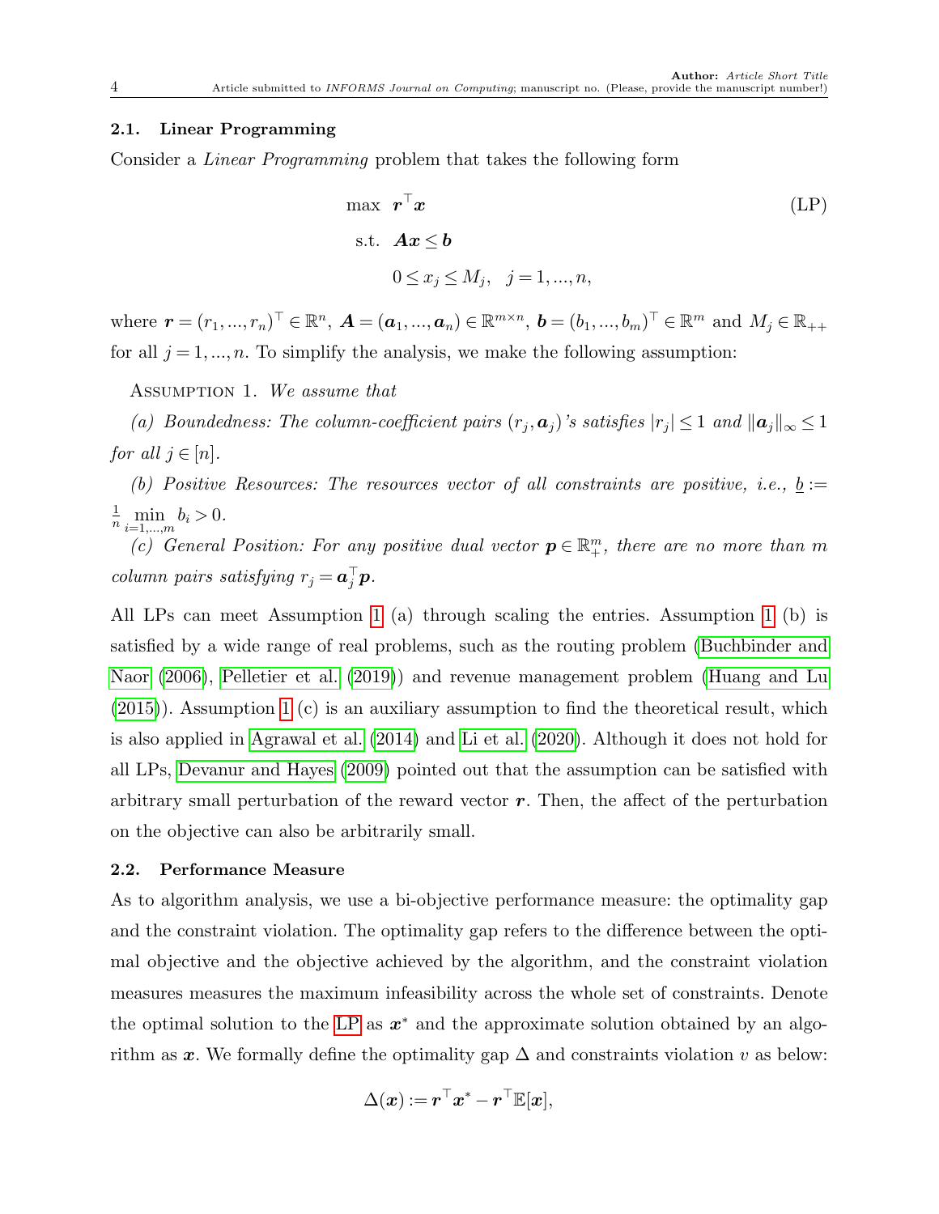### 2.1. Linear Programming

Consider a *Linear Programming* problem that takes the following form

$$
\begin{aligned}
\max \quad & \boldsymbol{r}^\top \boldsymbol{x} \\
\text{s.t.} \quad & \boldsymbol{A}\boldsymbol{x} \le \boldsymbol{b} \\
& 0 \le x_j \le M_j, \quad j = 1, ..., n,
\end{aligned}
\tag{LP}
$$

where $\boldsymbol{r} = (r_1, ..., r_n)^\top \in \mathbb{R}^n$, $\boldsymbol{A} = (\boldsymbol{a}_1, ..., \boldsymbol{a}_n) \in \mathbb{R}^{m \times n}$, $\boldsymbol{b} = (b_1, ..., b_m)^\top \in \mathbb{R}^m$ and $M_j \in \mathbb{R}_{++}$ for all $j = 1, ..., n$. To simplify the analysis, we make the following assumption:

Assumption 1. *We assume that*

*(a) Boundedness: The column-coefficient pairs* $(r_j, \boldsymbol{a}_j)$*'s satisfies* $|r_j| \le 1$ *and* $\|\boldsymbol{a}_j\|_\infty \le 1$ *for all* $j \in [n]$.

*(b) Positive Resources: The resources vector of all constraints are positive, i.e.,* $\underline{b} := \frac{1}{n} \min_{i=1,...,m} b_i > 0$.

*(c) General Position: For any positive dual vector* $\boldsymbol{p} \in \mathbb{R}_+^m$*, there are no more than* $m$ *column pairs satisfying* $r_j = \boldsymbol{a}_j^\top \boldsymbol{p}$.

All LPs can meet Assumption 1 (a) through scaling the entries. Assumption 1 (b) is satisfied by a wide range of real problems, such as the routing problem (Buchbinder and Naor (2006), Pelletier et al. (2019)) and revenue management problem (Huang and Lu (2015)). Assumption 1 (c) is an auxiliary assumption to find the theoretical result, which is also applied in Agrawal et al. (2014) and Li et al. (2020). Although it does not hold for all LPs, Devanur and Hayes (2009) pointed out that the assumption can be satisfied with arbitrary small perturbation of the reward vector $\boldsymbol{r}$. Then, the affect of the perturbation on the objective can also be arbitrarily small.

### 2.2. Performance Measure

As to algorithm analysis, we use a bi-objective performance measure: the optimality gap and the constraint violation. The optimality gap refers to the difference between the optimal objective and the objective achieved by the algorithm, and the constraint violation measures measures the maximum infeasibility across the whole set of constraints. Denote the optimal solution to the LP as $\boldsymbol{x}^*$ and the approximate solution obtained by an algorithm as $\boldsymbol{x}$. We formally define the optimality gap $\Delta$ and constraints violation $v$ as below:

$$
\Delta(\boldsymbol{x}) := \boldsymbol{r}^\top \boldsymbol{x}^* - \boldsymbol{r}^\top \mathbb{E}[\boldsymbol{x}],
$$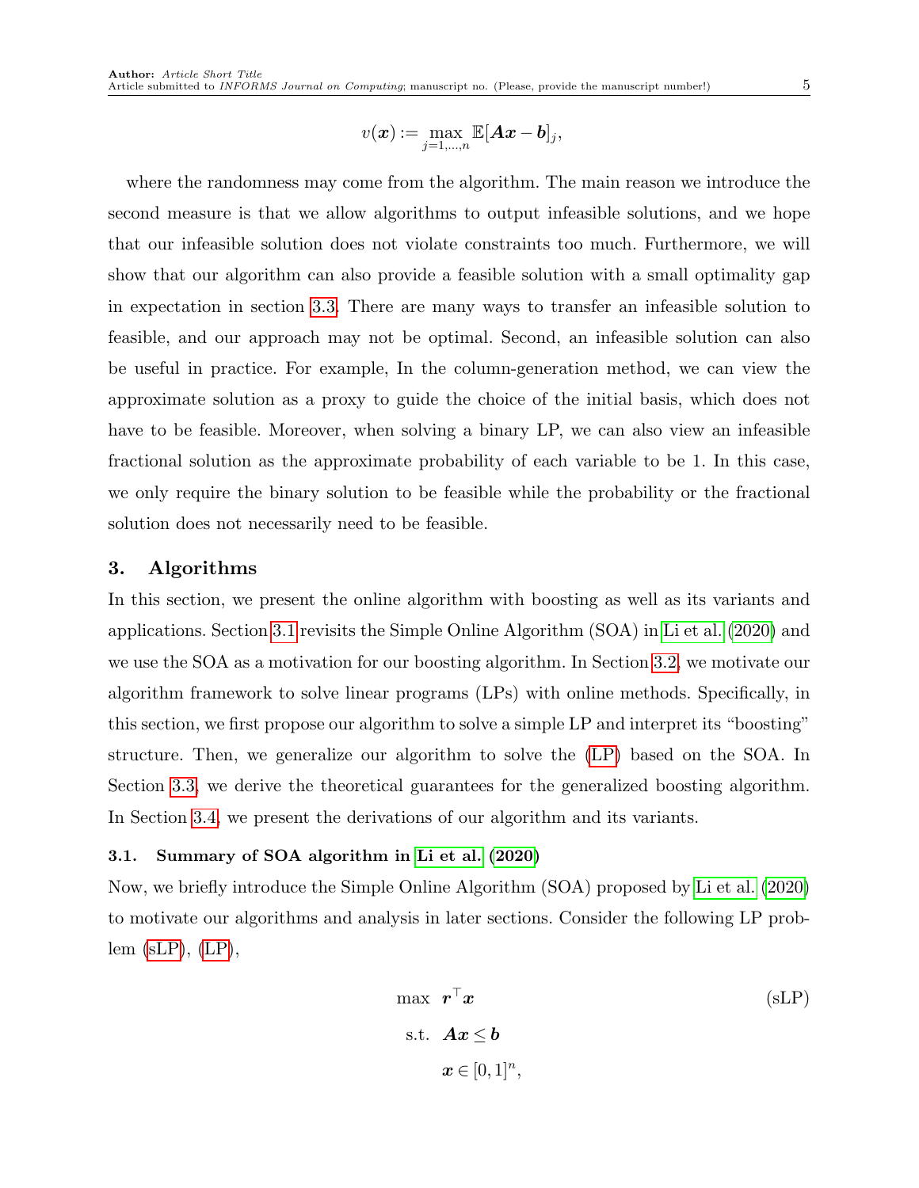$$v(\boldsymbol{x}) := \max_{j=1,\ldots,n} \mathbb{E}[\boldsymbol{A}\boldsymbol{x} - \boldsymbol{b}]_j,$$

where the randomness may come from the algorithm. The main reason we introduce the second measure is that we allow algorithms to output infeasible solutions, and we hope that our infeasible solution does not violate constraints too much. Furthermore, we will show that our algorithm can also provide a feasible solution with a small optimality gap in expectation in section 3.3. There are many ways to transfer an infeasible solution to feasible, and our approach may not be optimal. Second, an infeasible solution can also be useful in practice. For example, In the column-generation method, we can view the approximate solution as a proxy to guide the choice of the initial basis, which does not have to be feasible. Moreover, when solving a binary LP, we can also view an infeasible fractional solution as the approximate probability of each variable to be 1. In this case, we only require the binary solution to be feasible while the probability or the fractional solution does not necessarily need to be feasible.

## 3. Algorithms

In this section, we present the online algorithm with boosting as well as its variants and applications. Section 3.1 revisits the Simple Online Algorithm (SOA) in Li et al. (2020) and we use the SOA as a motivation for our boosting algorithm. In Section 3.2, we motivate our algorithm framework to solve linear programs (LPs) with online methods. Specifically, in this section, we first propose our algorithm to solve a simple LP and interpret its "boosting" structure. Then, we generalize our algorithm to solve the (LP) based on the SOA. In Section 3.3, we derive the theoretical guarantees for the generalized boosting algorithm. In Section 3.4, we present the derivations of our algorithm and its variants.

### 3.1. Summary of SOA algorithm in Li et al. (2020)

Now, we briefly introduce the Simple Online Algorithm (SOA) proposed by Li et al. (2020) to motivate our algorithms and analysis in later sections. Consider the following LP problem (sLP), (LP),

$$\begin{aligned}
\max \quad & \boldsymbol{r}^\top \boldsymbol{x} \\
\text{s.t.} \quad & \boldsymbol{A}\boldsymbol{x} \le \boldsymbol{b} \\
& \boldsymbol{x} \in [0,1]^n,
\end{aligned} \tag{sLP}$$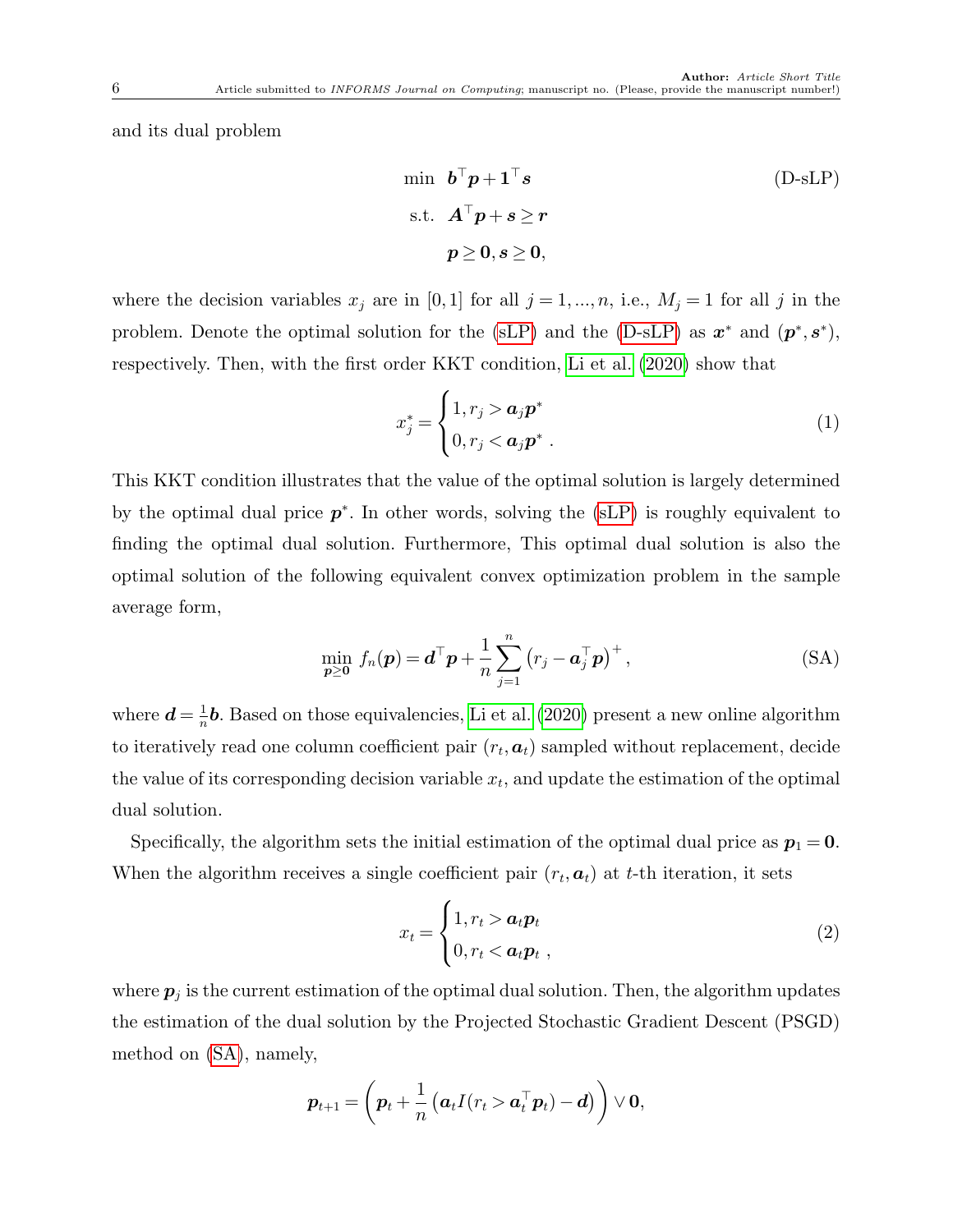and its dual problem

$$
\begin{aligned}
\min \quad & \boldsymbol{b}^\top \boldsymbol{p} + \boldsymbol{1}^\top \boldsymbol{s} \\
\text{s.t.} \quad & \boldsymbol{A}^\top \boldsymbol{p} + \boldsymbol{s} \geq \boldsymbol{r} \\
& \boldsymbol{p} \geq \boldsymbol{0}, \boldsymbol{s} \geq \boldsymbol{0},
\end{aligned}
\tag{D-sLP}
$$

where the decision variables $x_j$ are in $[0,1]$ for all $j = 1, ..., n$, i.e., $M_j = 1$ for all $j$ in the problem. Denote the optimal solution for the (sLP) and the (D-sLP) as $\boldsymbol{x}^*$ and $(\boldsymbol{p}^*, \boldsymbol{s}^*)$, respectively. Then, with the first order KKT condition, Li et al. (2020) show that

$$
x_j^* = \begin{cases} 1, r_j > \boldsymbol{a}_j \boldsymbol{p}^* \\ 0, r_j < \boldsymbol{a}_j \boldsymbol{p}^* \end{cases}. \tag{1}
$$

This KKT condition illustrates that the value of the optimal solution is largely determined by the optimal dual price $\boldsymbol{p}^*$. In other words, solving the (sLP) is roughly equivalent to finding the optimal dual solution. Furthermore, This optimal dual solution is also the optimal solution of the following equivalent convex optimization problem in the sample average form,

$$
\min_{\boldsymbol{p} \geq \boldsymbol{0}} \ f_n(\boldsymbol{p}) = \boldsymbol{d}^\top \boldsymbol{p} + \frac{1}{n} \sum_{j=1}^{n} \left( r_j - \boldsymbol{a}_j^\top \boldsymbol{p} \right)^+, \tag{SA}
$$

where $\boldsymbol{d} = \frac{1}{n} \boldsymbol{b}$. Based on those equivalencies, Li et al. (2020) present a new online algorithm to iteratively read one column coefficient pair $(r_t, \boldsymbol{a}_t)$ sampled without replacement, decide the value of its corresponding decision variable $x_t$, and update the estimation of the optimal dual solution.

Specifically, the algorithm sets the initial estimation of the optimal dual price as $\boldsymbol{p}_1 = \boldsymbol{0}$. When the algorithm receives a single coefficient pair $(r_t, \boldsymbol{a}_t)$ at $t$-th iteration, it sets

$$
x_t = \begin{cases} 1, r_t > \boldsymbol{a}_t \boldsymbol{p}_t \\ 0, r_t < \boldsymbol{a}_t \boldsymbol{p}_t \end{cases}, \tag{2}
$$

where $\boldsymbol{p}_j$ is the current estimation of the optimal dual solution. Then, the algorithm updates the estimation of the dual solution by the Projected Stochastic Gradient Descent (PSGD) method on (SA), namely,

$$
\boldsymbol{p}_{t+1} = \left( \boldsymbol{p}_t + \frac{1}{n} \left( \boldsymbol{a}_t I(r_t > \boldsymbol{a}_t^\top \boldsymbol{p}_t) - \boldsymbol{d} \right) \right) \vee \boldsymbol{0},
$$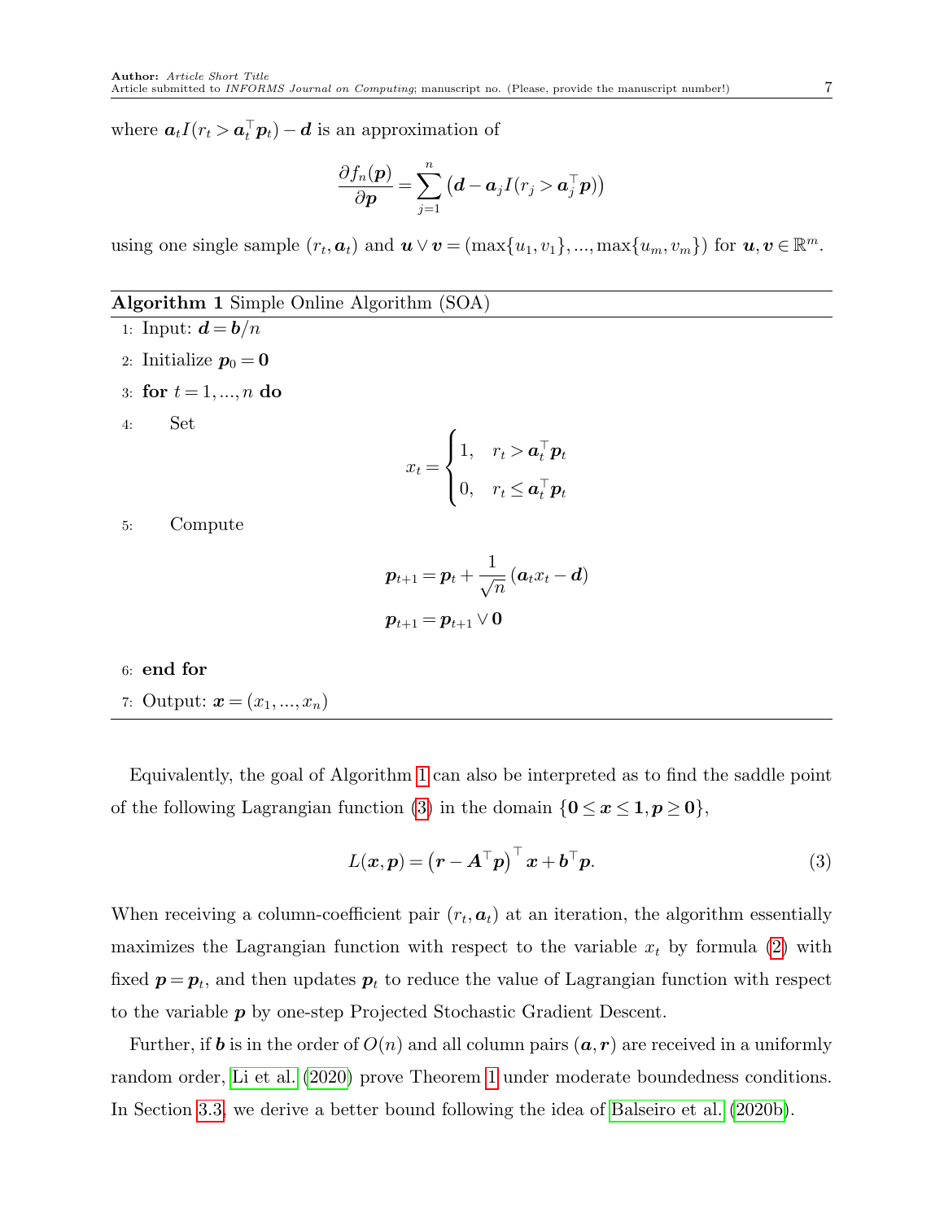where $\boldsymbol{a}_t I(r_t > \boldsymbol{a}_t^\top \boldsymbol{p}_t) - \boldsymbol{d}$ is an approximation of

$$\frac{\partial f_n(\boldsymbol{p})}{\partial \boldsymbol{p}} = \sum_{j=1}^{n} \left( \boldsymbol{d} - \boldsymbol{a}_j I(r_j > \boldsymbol{a}_j^\top \boldsymbol{p}) \right)$$

using one single sample $(r_t, \boldsymbol{a}_t)$ and $\boldsymbol{u} \vee \boldsymbol{v} = (\max\{u_1, v_1\}, ..., \max\{u_m, v_m\})$ for $\boldsymbol{u}, \boldsymbol{v} \in \mathbb{R}^m$.

---

**Algorithm 1** Simple Online Algorithm (SOA)

---

1: Input: $\boldsymbol{d} = \boldsymbol{b}/n$

2: Initialize $\boldsymbol{p}_0 = \boldsymbol{0}$

3: **for** $t = 1, ..., n$ **do**

4: Set

$$x_t = \begin{cases} 1, & r_t > \boldsymbol{a}_t^\top \boldsymbol{p}_t \\ 0, & r_t \leq \boldsymbol{a}_t^\top \boldsymbol{p}_t \end{cases}$$

5: Compute

$$\boldsymbol{p}_{t+1} = \boldsymbol{p}_t + \frac{1}{\sqrt{n}} \left( \boldsymbol{a}_t x_t - \boldsymbol{d} \right)$$

$$\boldsymbol{p}_{t+1} = \boldsymbol{p}_{t+1} \vee \boldsymbol{0}$$

6: **end for**

7: Output: $\boldsymbol{x} = (x_1, ..., x_n)$

---

Equivalently, the goal of Algorithm 1 can also be interpreted as to find the saddle point of the following Lagrangian function (3) in the domain $\{\boldsymbol{0} \leq \boldsymbol{x} \leq \boldsymbol{1}, \boldsymbol{p} \geq \boldsymbol{0}\}$,

$$L(\boldsymbol{x}, \boldsymbol{p}) = \left( \boldsymbol{r} - \boldsymbol{A}^\top \boldsymbol{p} \right)^\top \boldsymbol{x} + \boldsymbol{b}^\top \boldsymbol{p}. \tag{3}$$

When receiving a column-coefficient pair $(r_t, \boldsymbol{a}_t)$ at an iteration, the algorithm essentially maximizes the Lagrangian function with respect to the variable $x_t$ by formula (2) with fixed $\boldsymbol{p} = \boldsymbol{p}_t$, and then updates $\boldsymbol{p}_t$ to reduce the value of Lagrangian function with respect to the variable $\boldsymbol{p}$ by one-step Projected Stochastic Gradient Descent.

Further, if $\boldsymbol{b}$ is in the order of $O(n)$ and all column pairs $(\boldsymbol{a}, \boldsymbol{r})$ are received in a uniformly random order, Li et al. (2020) prove Theorem 1 under moderate boundedness conditions. In Section 3.3, we derive a better bound following the idea of Balseiro et al. (2020b).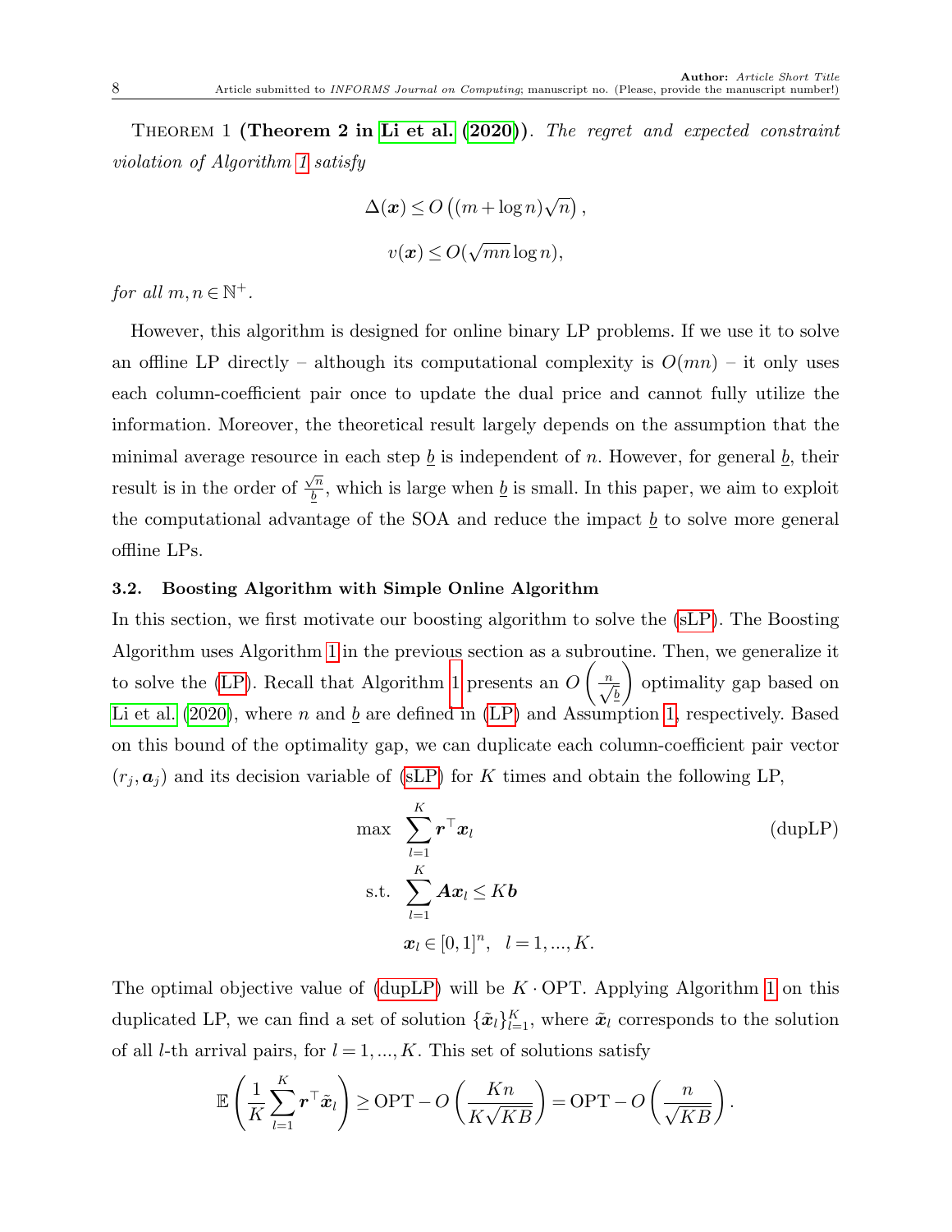Theorem 1 **(Theorem 2 in Li et al. (2020))**. *The regret and expected constraint violation of Algorithm 1 satisfy*

$$\Delta(\boldsymbol{x}) \leq O\left((m + \log n)\sqrt{n}\right),$$

$$v(\boldsymbol{x}) \leq O(\sqrt{mn}\log n),$$

*for all* $m, n \in \mathbb{N}^+$.

However, this algorithm is designed for online binary LP problems. If we use it to solve an offline LP directly – although its computational complexity is $O(mn)$ – it only uses each column-coefficient pair once to update the dual price and cannot fully utilize the information. Moreover, the theoretical result largely depends on the assumption that the minimal average resource in each step $\underline{b}$ is independent of $n$. However, for general $\underline{b}$, their result is in the order of $\frac{\sqrt{n}}{\underline{b}}$, which is large when $\underline{b}$ is small. In this paper, we aim to exploit the computational advantage of the SOA and reduce the impact $\underline{b}$ to solve more general offline LPs.

### 3.2. Boosting Algorithm with Simple Online Algorithm

In this section, we first motivate our boosting algorithm to solve the (sLP). The Boosting Algorithm uses Algorithm 1 in the previous section as a subroutine. Then, we generalize it to solve the (LP). Recall that Algorithm 1 presents an $O\left(\frac{n}{\sqrt{\underline{b}}}\right)$ optimality gap based on Li et al. (2020), where $n$ and $\underline{b}$ are defined in (LP) and Assumption 1, respectively. Based on this bound of the optimality gap, we can duplicate each column-coefficient pair vector $(r_j, \boldsymbol{a}_j)$ and its decision variable of (sLP) for $K$ times and obtain the following LP,

$$\begin{aligned}
\max \quad & \sum_{l=1}^{K} \boldsymbol{r}^\top \boldsymbol{x}_l \\
\text{s.t.} \quad & \sum_{l=1}^{K} \boldsymbol{A}\boldsymbol{x}_l \leq K\boldsymbol{b} \\
& \boldsymbol{x}_l \in [0,1]^n, \quad l = 1, ..., K.
\end{aligned} \tag{dupLP}$$

The optimal objective value of (dupLP) will be $K \cdot \text{OPT}$. Applying Algorithm 1 on this duplicated LP, we can find a set of solution $\{\tilde{\boldsymbol{x}}_l\}_{l=1}^{K}$, where $\tilde{\boldsymbol{x}}_l$ corresponds to the solution of all $l$-th arrival pairs, for $l = 1, ..., K$. This set of solutions satisfy

$$\mathbb{E}\left(\frac{1}{K}\sum_{l=1}^{K} \boldsymbol{r}^\top \tilde{\boldsymbol{x}}_l\right) \geq \text{OPT} - O\left(\frac{Kn}{K\sqrt{KB}}\right) = \text{OPT} - O\left(\frac{n}{\sqrt{KB}}\right).$$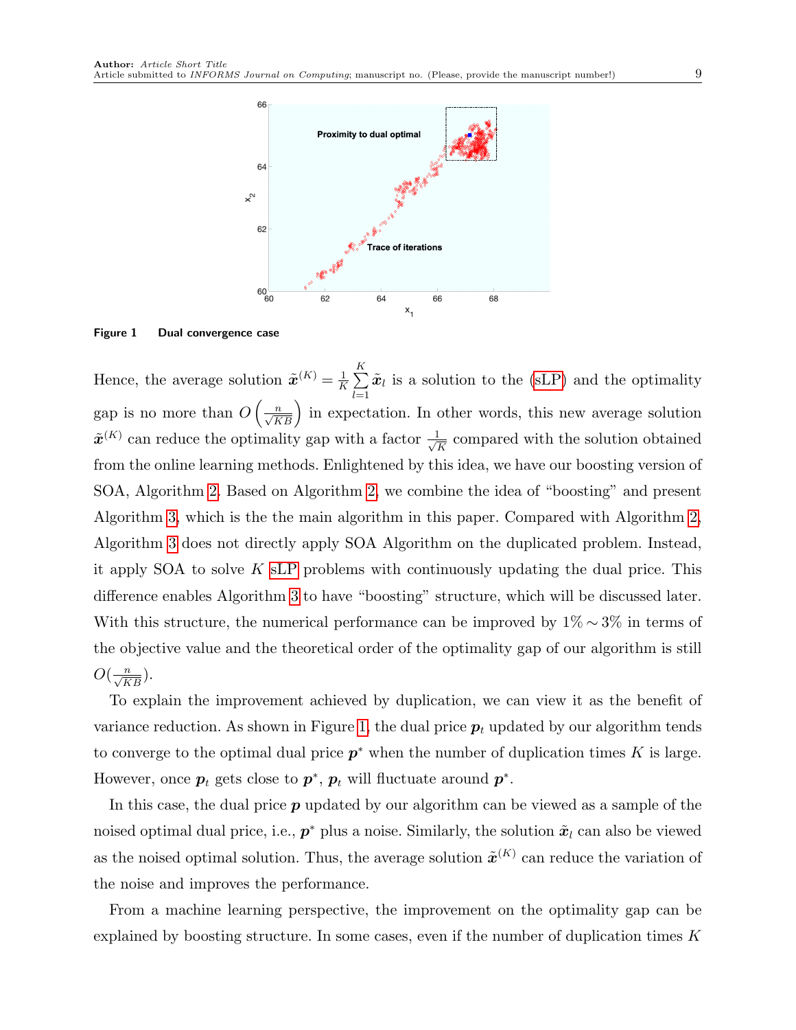**Figure 1** Dual convergence case

Hence, the average solution $\tilde{\boldsymbol{x}}^{(K)} = \frac{1}{K}\sum_{l=1}^{K}\tilde{\boldsymbol{x}}_l$ is a solution to the (sLP) and the optimality gap is no more than $O\left(\frac{n}{\sqrt{KB}}\right)$ in expectation. In other words, this new average solution $\tilde{\boldsymbol{x}}^{(K)}$ can reduce the optimality gap with a factor $\frac{1}{\sqrt{K}}$ compared with the solution obtained from the online learning methods. Enlightened by this idea, we have our boosting version of SOA, Algorithm 2. Based on Algorithm 2, we combine the idea of "boosting" and present Algorithm 3, which is the the main algorithm in this paper. Compared with Algorithm 2, Algorithm 3 does not directly apply SOA Algorithm on the duplicated problem. Instead, it apply SOA to solve $K$ sLP problems with continuously updating the dual price. This difference enables Algorithm 3 to have "boosting" structure, which will be discussed later. With this structure, the numerical performance can be improved by $1\% \sim 3\%$ in terms of the objective value and the theoretical order of the optimality gap of our algorithm is still $O(\frac{n}{\sqrt{KB}})$.

To explain the improvement achieved by duplication, we can view it as the benefit of variance reduction. As shown in Figure 1, the dual price $\boldsymbol{p}_t$ updated by our algorithm tends to converge to the optimal dual price $\boldsymbol{p}^*$ when the number of duplication times $K$ is large. However, once $\boldsymbol{p}_t$ gets close to $\boldsymbol{p}^*$, $\boldsymbol{p}_t$ will fluctuate around $\boldsymbol{p}^*$.

In this case, the dual price $\boldsymbol{p}$ updated by our algorithm can be viewed as a sample of the noised optimal dual price, i.e., $\boldsymbol{p}^*$ plus a noise. Similarly, the solution $\tilde{\boldsymbol{x}}_l$ can also be viewed as the noised optimal solution. Thus, the average solution $\tilde{\boldsymbol{x}}^{(K)}$ can reduce the variation of the noise and improves the performance.

From a machine learning perspective, the improvement on the optimality gap can be explained by boosting structure. In some cases, even if the number of duplication times $K$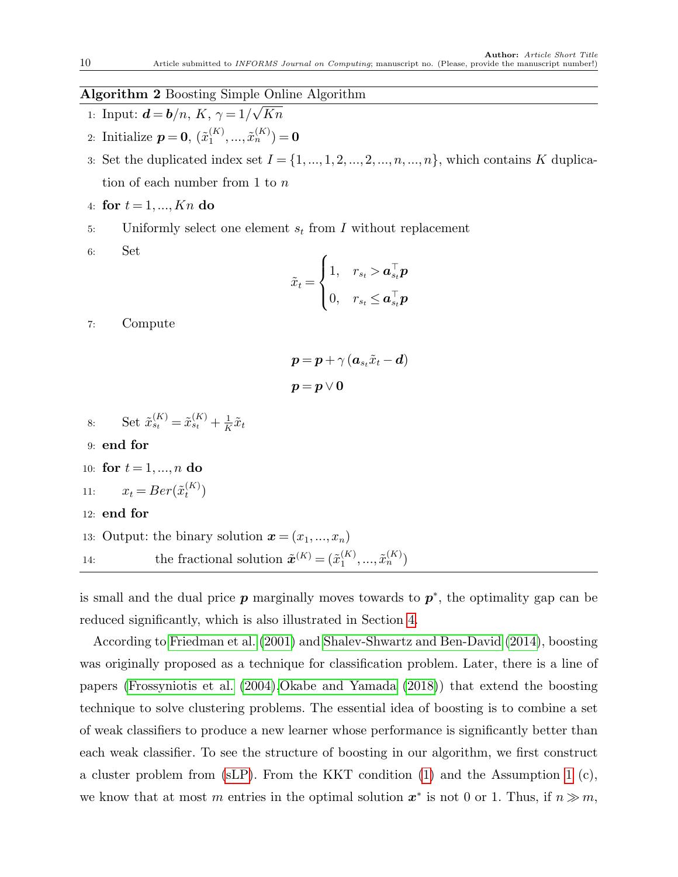**Algorithm 2** Boosting Simple Online Algorithm

1: Input: $\boldsymbol{d} = \boldsymbol{b}/n$, $K$, $\gamma = 1/\sqrt{Kn}$

2: Initialize $\boldsymbol{p} = \boldsymbol{0}$, $(\tilde{x}_1^{(K)}, ..., \tilde{x}_n^{(K)}) = \boldsymbol{0}$

3: Set the duplicated index set $I = \{1, ..., 1, 2, ..., 2, ..., n, ..., n\}$, which contains $K$ duplication of each number from 1 to $n$

4: **for** $t = 1, ..., Kn$ **do**

5: Uniformly select one element $s_t$ from $I$ without replacement

6: Set

$$\tilde{x}_t = \begin{cases} 1, & r_{s_t} > \boldsymbol{a}_{s_t}^\top \boldsymbol{p} \\ 0, & r_{s_t} \leq \boldsymbol{a}_{s_t}^\top \boldsymbol{p} \end{cases}$$

7: Compute

$$\boldsymbol{p} = \boldsymbol{p} + \gamma \left( \boldsymbol{a}_{s_t} \tilde{x}_t - \boldsymbol{d} \right)$$

$$\boldsymbol{p} = \boldsymbol{p} \vee \boldsymbol{0}$$

8: Set $\tilde{x}_{s_t}^{(K)} = \tilde{x}_{s_t}^{(K)} + \frac{1}{K} \tilde{x}_t$

9: **end for**

10: **for** $t = 1, ..., n$ **do**

11: $x_t = Ber(\tilde{x}_t^{(K)})$

12: **end for**

13: Output: the binary solution $\boldsymbol{x} = (x_1, ..., x_n)$

14: the fractional solution $\tilde{\boldsymbol{x}}^{(K)} = (\tilde{x}_1^{(K)}, ..., \tilde{x}_n^{(K)})$

is small and the dual price $\boldsymbol{p}$ marginally moves towards to $\boldsymbol{p}^*$, the optimality gap can be reduced significantly, which is also illustrated in Section 4.

According to Friedman et al. (2001) and Shalev-Shwartz and Ben-David (2014), boosting was originally proposed as a technique for classification problem. Later, there is a line of papers (Frossyniotis et al. (2004),Okabe and Yamada (2018)) that extend the boosting technique to solve clustering problems. The essential idea of boosting is to combine a set of weak classifiers to produce a new learner whose performance is significantly better than each weak classifier. To see the structure of boosting in our algorithm, we first construct a cluster problem from (sLP). From the KKT condition (1) and the Assumption 1 (c), we know that at most $m$ entries in the optimal solution $\boldsymbol{x}^*$ is not 0 or 1. Thus, if $n \gg m$,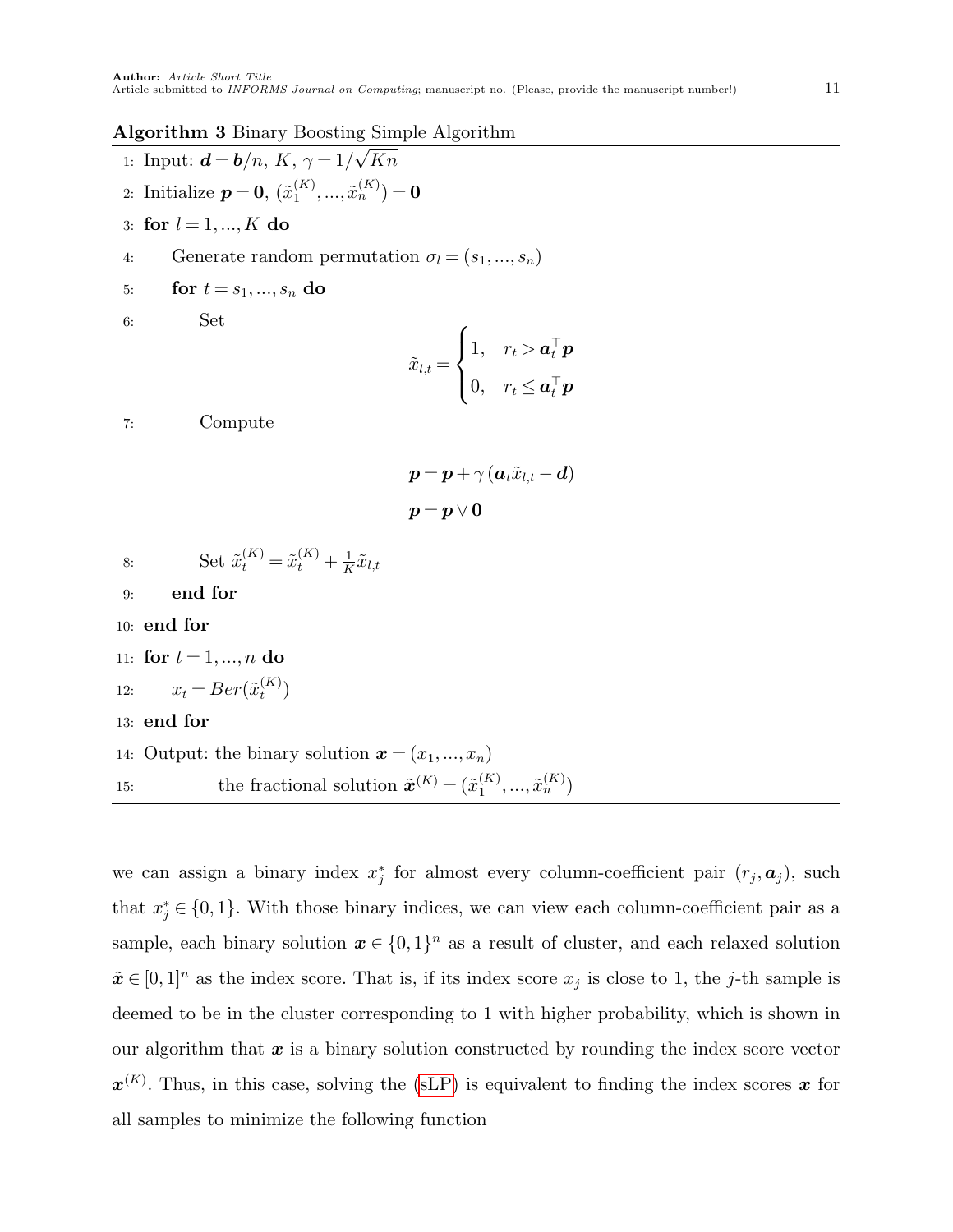**Algorithm 3** Binary Boosting Simple Algorithm

```
1: Input: d = b/n, K, γ = 1/√(Kn)
2: Initialize p = 0, (x̃_1^(K), ..., x̃_n^(K)) = 0
3: for l = 1, ..., K do
4:     Generate random permutation σ_l = (s_1, ..., s_n)
5:     for t = s_1, ..., s_n do
6:         Set
               x̃_{l,t} = 1,  r_t > a_t^T p
                         0,  r_t ≤ a_t^T p
7:         Compute
               p = p + γ (a_t x̃_{l,t} − d)
               p = p ∨ 0
8:         Set x̃_t^(K) = x̃_t^(K) + (1/K) x̃_{l,t}
9:     end for
10: end for
11: for t = 1, ..., n do
12:     x_t = Ber(x̃_t^(K))
13: end for
14: Output: the binary solution x = (x_1, ..., x_n)
15:         the fractional solution x̃^(K) = (x̃_1^(K), ..., x̃_n^(K))
```

Where in lines 1–15:

- Line 1: Input: $\boldsymbol{d} = \boldsymbol{b}/n$, $K$, $\gamma = 1/\sqrt{Kn}$
- Line 2: Initialize $\boldsymbol{p} = \boldsymbol{0}$, $(\tilde{x}_1^{(K)}, ..., \tilde{x}_n^{(K)}) = \boldsymbol{0}$
- Line 6:

$$\tilde{x}_{l,t} = \begin{cases} 1, & r_t > \boldsymbol{a}_t^\top \boldsymbol{p} \\ 0, & r_t \le \boldsymbol{a}_t^\top \boldsymbol{p} \end{cases}$$

- Line 7:

$$\boldsymbol{p} = \boldsymbol{p} + \gamma \left( \boldsymbol{a}_t \tilde{x}_{l,t} - \boldsymbol{d} \right)$$

$$\boldsymbol{p} = \boldsymbol{p} \vee \boldsymbol{0}$$

- Line 8: Set $\tilde{x}_t^{(K)} = \tilde{x}_t^{(K)} + \frac{1}{K} \tilde{x}_{l,t}$
- Line 12: $x_t = Ber(\tilde{x}_t^{(K)})$
- Line 14: Output: the binary solution $\boldsymbol{x} = (x_1, ..., x_n)$
- Line 15: the fractional solution $\tilde{\boldsymbol{x}}^{(K)} = (\tilde{x}_1^{(K)}, ..., \tilde{x}_n^{(K)})$

we can assign a binary index $x_j^*$ for almost every column-coefficient pair $(r_j, \boldsymbol{a}_j)$, such that $x_j^* \in \{0, 1\}$. With those binary indices, we can view each column-coefficient pair as a sample, each binary solution $\boldsymbol{x} \in \{0, 1\}^n$ as a result of cluster, and each relaxed solution $\tilde{\boldsymbol{x}} \in [0, 1]^n$ as the index score. That is, if its index score $x_j$ is close to 1, the $j$-th sample is deemed to be in the cluster corresponding to 1 with higher probability, which is shown in our algorithm that $\boldsymbol{x}$ is a binary solution constructed by rounding the index score vector $\boldsymbol{x}^{(K)}$. Thus, in this case, solving the (sLP) is equivalent to finding the index scores $\boldsymbol{x}$ for all samples to minimize the following function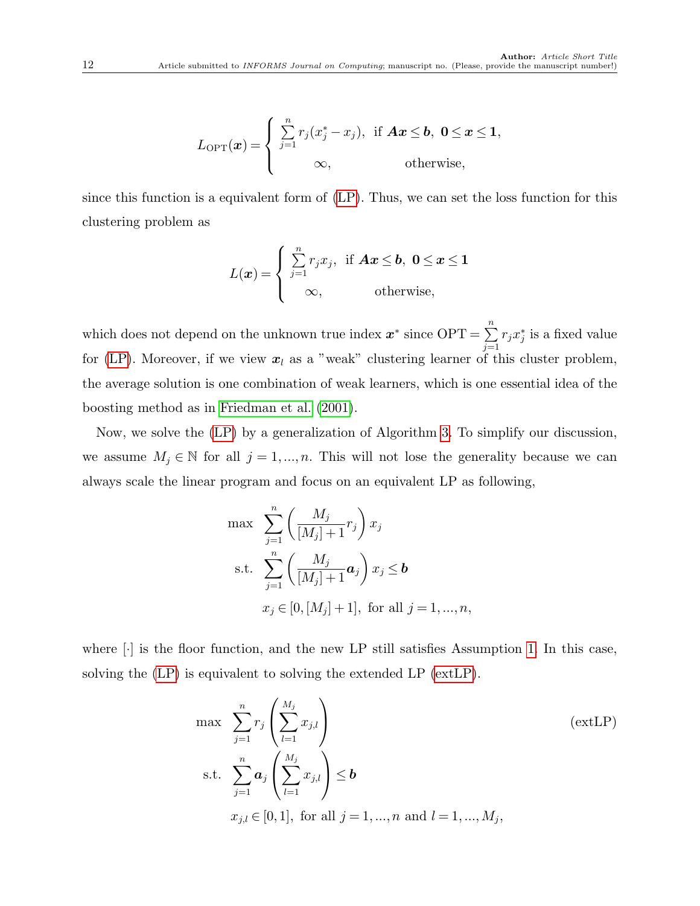$$L_{\mathrm{OPT}}(\boldsymbol{x}) = \begin{cases} \sum_{j=1}^{n} r_j(x_j^* - x_j), & \text{if } \boldsymbol{A}\boldsymbol{x} \le \boldsymbol{b},\ \boldsymbol{0} \le \boldsymbol{x} \le \boldsymbol{1}, \\ \infty, & \text{otherwise,} \end{cases}$$

since this function is a equivalent form of (LP). Thus, we can set the loss function for this clustering problem as

$$L(\boldsymbol{x}) = \begin{cases} \sum_{j=1}^{n} r_j x_j, & \text{if } \boldsymbol{A}\boldsymbol{x} \le \boldsymbol{b},\ \boldsymbol{0} \le \boldsymbol{x} \le \boldsymbol{1} \\ \infty, & \text{otherwise,} \end{cases}$$

which does not depend on the unknown true index $\boldsymbol{x}^*$ since $\mathrm{OPT} = \sum_{j=1}^{n} r_j x_j^*$ is a fixed value for (LP). Moreover, if we view $\boldsymbol{x}_l$ as a "weak" clustering learner of this cluster problem, the average solution is one combination of weak learners, which is one essential idea of the boosting method as in Friedman et al. (2001).

Now, we solve the (LP) by a generalization of Algorithm 3. To simplify our discussion, we assume $M_j \in \mathbb{N}$ for all $j = 1, ..., n$. This will not lose the generality because we can always scale the linear program and focus on an equivalent LP as following,

$$\begin{aligned} \max \quad & \sum_{j=1}^{n} \left( \frac{M_j}{[M_j]+1} r_j \right) x_j \\ \text{s.t.} \quad & \sum_{j=1}^{n} \left( \frac{M_j}{[M_j]+1} \boldsymbol{a}_j \right) x_j \le \boldsymbol{b} \\ & x_j \in [0, [M_j]+1], \text{ for all } j = 1, ..., n, \end{aligned}$$

where $[\cdot]$ is the floor function, and the new LP still satisfies Assumption 1. In this case, solving the (LP) is equivalent to solving the extended LP (extLP).

$$\begin{aligned} \max \quad & \sum_{j=1}^{n} r_j \left( \sum_{l=1}^{M_j} x_{j,l} \right) \\ \text{s.t.} \quad & \sum_{j=1}^{n} \boldsymbol{a}_j \left( \sum_{l=1}^{M_j} x_{j,l} \right) \le \boldsymbol{b} \\ & x_{j,l} \in [0, 1], \text{ for all } j = 1, ..., n \text{ and } l = 1, ..., M_j, \end{aligned} \tag{extLP}$$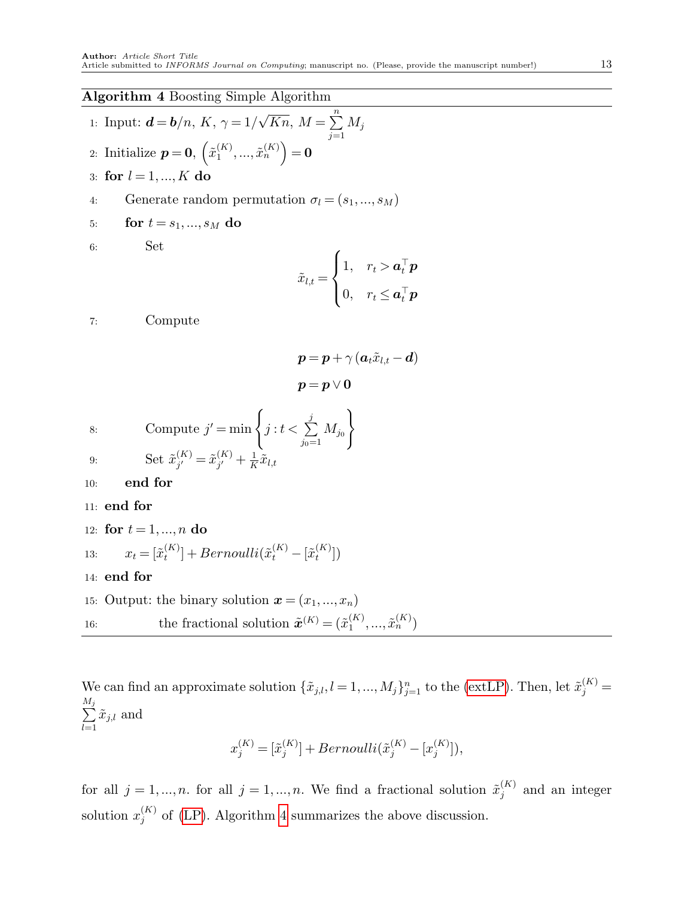**Algorithm 4** Boosting Simple Algorithm

1: Input: $\boldsymbol{d}=\boldsymbol{b}/n$, $K$, $\gamma = 1/\sqrt{Kn}$, $M=\sum_{j=1}^{n} M_j$

2: Initialize $\boldsymbol{p}=\boldsymbol{0}$, $\left(\tilde{x}_1^{(K)},...,\tilde{x}_n^{(K)}\right)=\boldsymbol{0}$

3: **for** $l=1,...,K$ **do**

4: Generate random permutation $\sigma_l = (s_1,...,s_M)$

5: **for** $t = s_1,...,s_M$ **do**

6: Set

$$\tilde{x}_{l,t} = \begin{cases} 1, & r_t > \boldsymbol{a}_t^\top \boldsymbol{p} \\ 0, & r_t \le \boldsymbol{a}_t^\top \boldsymbol{p} \end{cases}$$

7: Compute

$$\boldsymbol{p} = \boldsymbol{p} + \gamma\left(\boldsymbol{a}_t \tilde{x}_{l,t} - \boldsymbol{d}\right)$$

$$\boldsymbol{p} = \boldsymbol{p} \vee \boldsymbol{0}$$

8: Compute $j' = \min\left\{ j : t < \sum_{j_0=1}^{j} M_{j_0} \right\}$

9: Set $\tilde{x}_{j'}^{(K)} = \tilde{x}_{j'}^{(K)} + \frac{1}{K}\tilde{x}_{l,t}$

10: **end for**

11: **end for**

12: **for** $t=1,...,n$ **do**

13: $x_t = [\tilde{x}_t^{(K)}] + Bernoulli(\tilde{x}_t^{(K)} - [\tilde{x}_t^{(K)}])$

14: **end for**

15: Output: the binary solution $\boldsymbol{x}=(x_1,...,x_n)$

16: the fractional solution $\tilde{\boldsymbol{x}}^{(K)} = (\tilde{x}_1^{(K)},...,\tilde{x}_n^{(K)})$

We can find an approximate solution $\{\tilde{x}_{j,l}, l=1,...,M_j\}_{j=1}^n$ to the (extLP). Then, let $\tilde{x}_j^{(K)} = \sum_{l=1}^{M_j} \tilde{x}_{j,l}$ and

$$x_j^{(K)} = [\tilde{x}_j^{(K)}] + Bernoulli(\tilde{x}_j^{(K)} - [x_j^{(K)}]),$$

for all $j=1,...,n$. for all $j=1,...,n$. We find a fractional solution $\tilde{x}_j^{(K)}$ and an integer solution $x_j^{(K)}$ of (LP). Algorithm 4 summarizes the above discussion.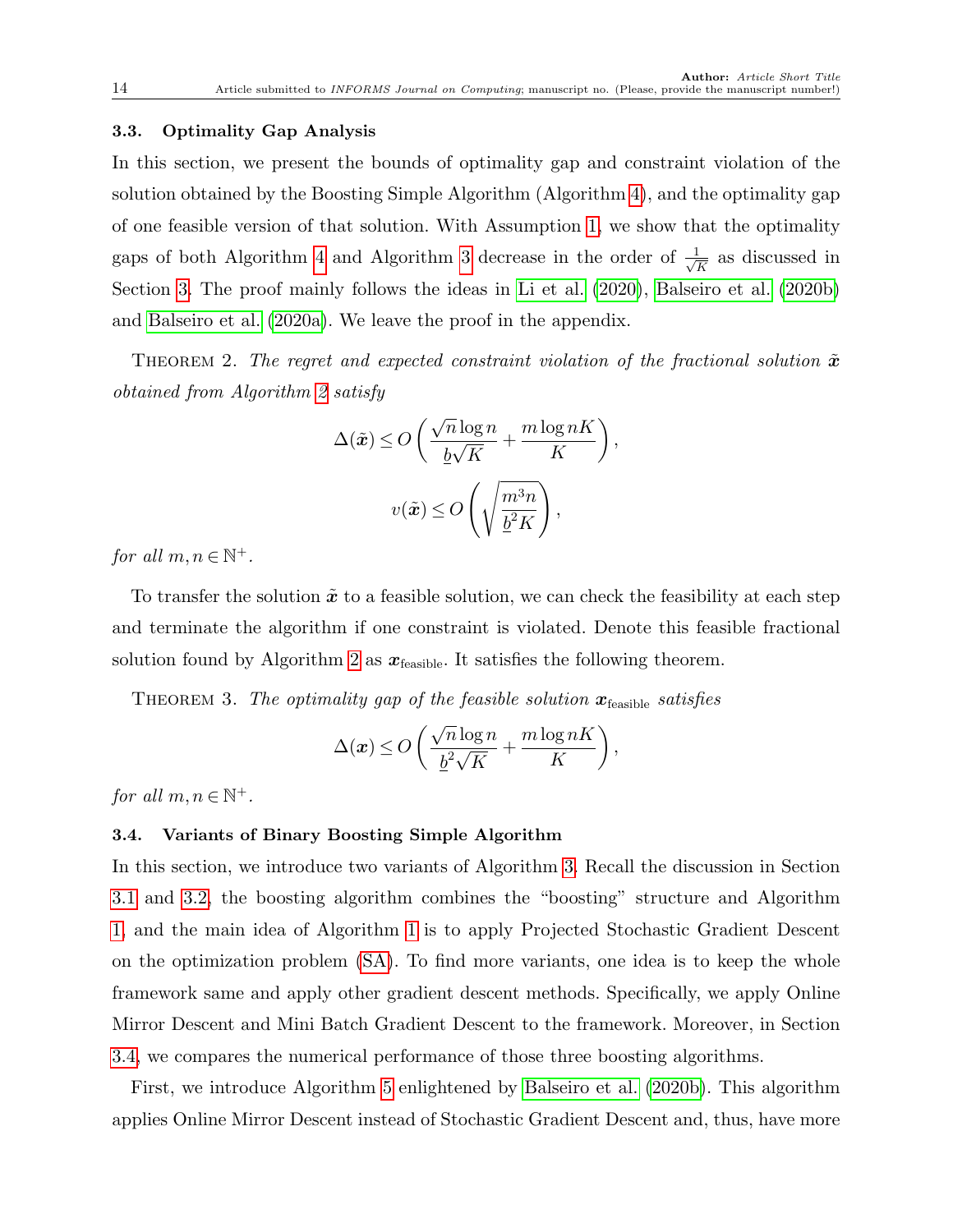### 3.3. Optimality Gap Analysis

In this section, we present the bounds of optimality gap and constraint violation of the solution obtained by the Boosting Simple Algorithm (Algorithm 4), and the optimality gap of one feasible version of that solution. With Assumption 1, we show that the optimality gaps of both Algorithm 4 and Algorithm 3 decrease in the order of $\frac{1}{\sqrt{K}}$ as discussed in Section 3. The proof mainly follows the ideas in Li et al. (2020), Balseiro et al. (2020b) and Balseiro et al. (2020a). We leave the proof in the appendix.

THEOREM 2. *The regret and expected constraint violation of the fractional solution $\tilde{\boldsymbol{x}}$ obtained from Algorithm 2 satisfy*

$$\Delta(\tilde{\boldsymbol{x}}) \leq O\left(\frac{\sqrt{n}\log n}{\underline{b}\sqrt{K}} + \frac{m\log nK}{K}\right),$$

$$v(\tilde{\boldsymbol{x}}) \leq O\left(\sqrt{\frac{m^3 n}{\underline{b}^2 K}}\right),$$

*for all $m, n \in \mathbb{N}^+$.*

To transfer the solution $\tilde{\boldsymbol{x}}$ to a feasible solution, we can check the feasibility at each step and terminate the algorithm if one constraint is violated. Denote this feasible fractional solution found by Algorithm 2 as $\boldsymbol{x}_{\text{feasible}}$. It satisfies the following theorem.

THEOREM 3. *The optimality gap of the feasible solution $\boldsymbol{x}_{\text{feasible}}$ satisfies*

$$\Delta(\boldsymbol{x}) \leq O\left(\frac{\sqrt{n}\log n}{\underline{b}^2\sqrt{K}} + \frac{m\log nK}{K}\right),$$

*for all $m, n \in \mathbb{N}^+$.*

### 3.4. Variants of Binary Boosting Simple Algorithm

In this section, we introduce two variants of Algorithm 3. Recall the discussion in Section 3.1 and 3.2, the boosting algorithm combines the "boosting" structure and Algorithm 1, and the main idea of Algorithm 1 is to apply Projected Stochastic Gradient Descent on the optimization problem (SA). To find more variants, one idea is to keep the whole framework same and apply other gradient descent methods. Specifically, we apply Online Mirror Descent and Mini Batch Gradient Descent to the framework. Moreover, in Section 3.4, we compares the numerical performance of those three boosting algorithms.

First, we introduce Algorithm 5 enlightened by Balseiro et al. (2020b). This algorithm applies Online Mirror Descent instead of Stochastic Gradient Descent and, thus, have more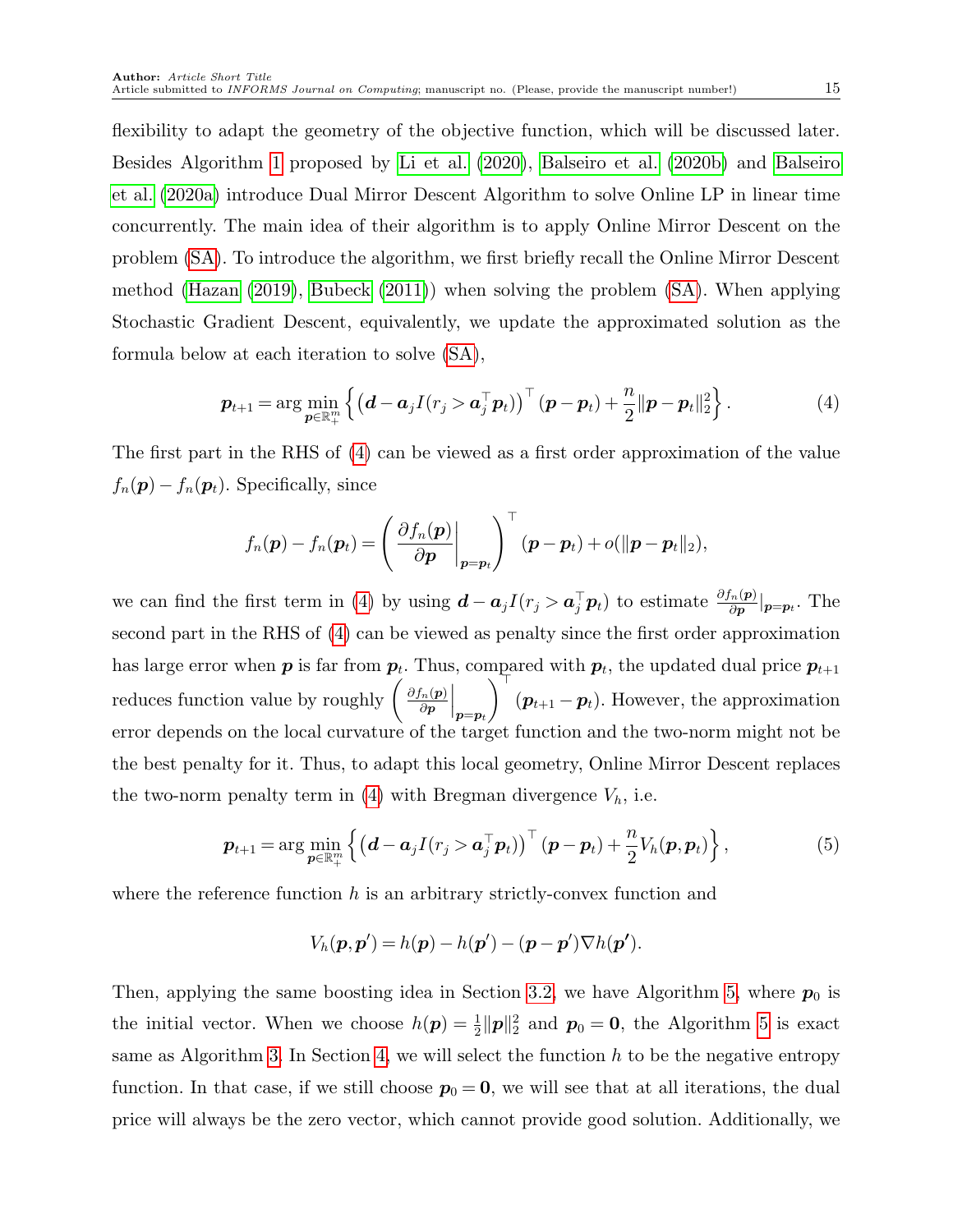flexibility to adapt the geometry of the objective function, which will be discussed later. Besides Algorithm 1 proposed by Li et al. (2020), Balseiro et al. (2020b) and Balseiro et al. (2020a) introduce Dual Mirror Descent Algorithm to solve Online LP in linear time concurrently. The main idea of their algorithm is to apply Online Mirror Descent on the problem (SA). To introduce the algorithm, we first briefly recall the Online Mirror Descent method (Hazan (2019), Bubeck (2011)) when solving the problem (SA). When applying Stochastic Gradient Descent, equivalently, we update the approximated solution as the formula below at each iteration to solve (SA),

$$\boldsymbol{p}_{t+1} = \arg\min_{\boldsymbol{p}\in\mathbb{R}_+^m} \left\{ \left(\boldsymbol{d} - \boldsymbol{a}_j I(r_j > \boldsymbol{a}_j^\top \boldsymbol{p}_t)\right)^\top (\boldsymbol{p} - \boldsymbol{p}_t) + \frac{n}{2}\|\boldsymbol{p} - \boldsymbol{p}_t\|_2^2 \right\}. \tag{4}$$

The first part in the RHS of (4) can be viewed as a first order approximation of the value $f_n(\boldsymbol{p}) - f_n(\boldsymbol{p}_t)$. Specifically, since

$$f_n(\boldsymbol{p}) - f_n(\boldsymbol{p}_t) = \left( \left.\frac{\partial f_n(\boldsymbol{p})}{\partial \boldsymbol{p}}\right|_{\boldsymbol{p}=\boldsymbol{p}_t} \right)^\top (\boldsymbol{p} - \boldsymbol{p}_t) + o(\|\boldsymbol{p} - \boldsymbol{p}_t\|_2),$$

we can find the first term in (4) by using $\boldsymbol{d} - \boldsymbol{a}_j I(r_j > \boldsymbol{a}_j^\top \boldsymbol{p}_t)$ to estimate $\frac{\partial f_n(\boldsymbol{p})}{\partial \boldsymbol{p}}|_{\boldsymbol{p}=\boldsymbol{p}_t}$. The second part in the RHS of (4) can be viewed as penalty since the first order approximation has large error when $\boldsymbol{p}$ is far from $\boldsymbol{p}_t$. Thus, compared with $\boldsymbol{p}_t$, the updated dual price $\boldsymbol{p}_{t+1}$ reduces function value by roughly $\left( \left.\frac{\partial f_n(\boldsymbol{p})}{\partial \boldsymbol{p}}\right|_{\boldsymbol{p}=\boldsymbol{p}_t} \right)^\top (\boldsymbol{p}_{t+1} - \boldsymbol{p}_t)$. However, the approximation error depends on the local curvature of the target function and the two-norm might not be the best penalty for it. Thus, to adapt this local geometry, Online Mirror Descent replaces the two-norm penalty term in (4) with Bregman divergence $V_h$, i.e.

$$\boldsymbol{p}_{t+1} = \arg\min_{\boldsymbol{p}\in\mathbb{R}_+^m} \left\{ \left(\boldsymbol{d} - \boldsymbol{a}_j I(r_j > \boldsymbol{a}_j^\top \boldsymbol{p}_t)\right)^\top (\boldsymbol{p} - \boldsymbol{p}_t) + \frac{n}{2} V_h(\boldsymbol{p}, \boldsymbol{p}_t) \right\}, \tag{5}$$

where the reference function $h$ is an arbitrary strictly-convex function and

$$V_h(\boldsymbol{p}, \boldsymbol{p}') = h(\boldsymbol{p}) - h(\boldsymbol{p}') - (\boldsymbol{p} - \boldsymbol{p}')\nabla h(\boldsymbol{p}').$$

Then, applying the same boosting idea in Section 3.2, we have Algorithm 5, where $\boldsymbol{p}_0$ is the initial vector. When we choose $h(\boldsymbol{p}) = \frac{1}{2}\|\boldsymbol{p}\|_2^2$ and $\boldsymbol{p}_0 = \boldsymbol{0}$, the Algorithm 5 is exact same as Algorithm 3. In Section 4, we will select the function $h$ to be the negative entropy function. In that case, if we still choose $\boldsymbol{p}_0 = \boldsymbol{0}$, we will see that at all iterations, the dual price will always be the zero vector, which cannot provide good solution. Additionally, we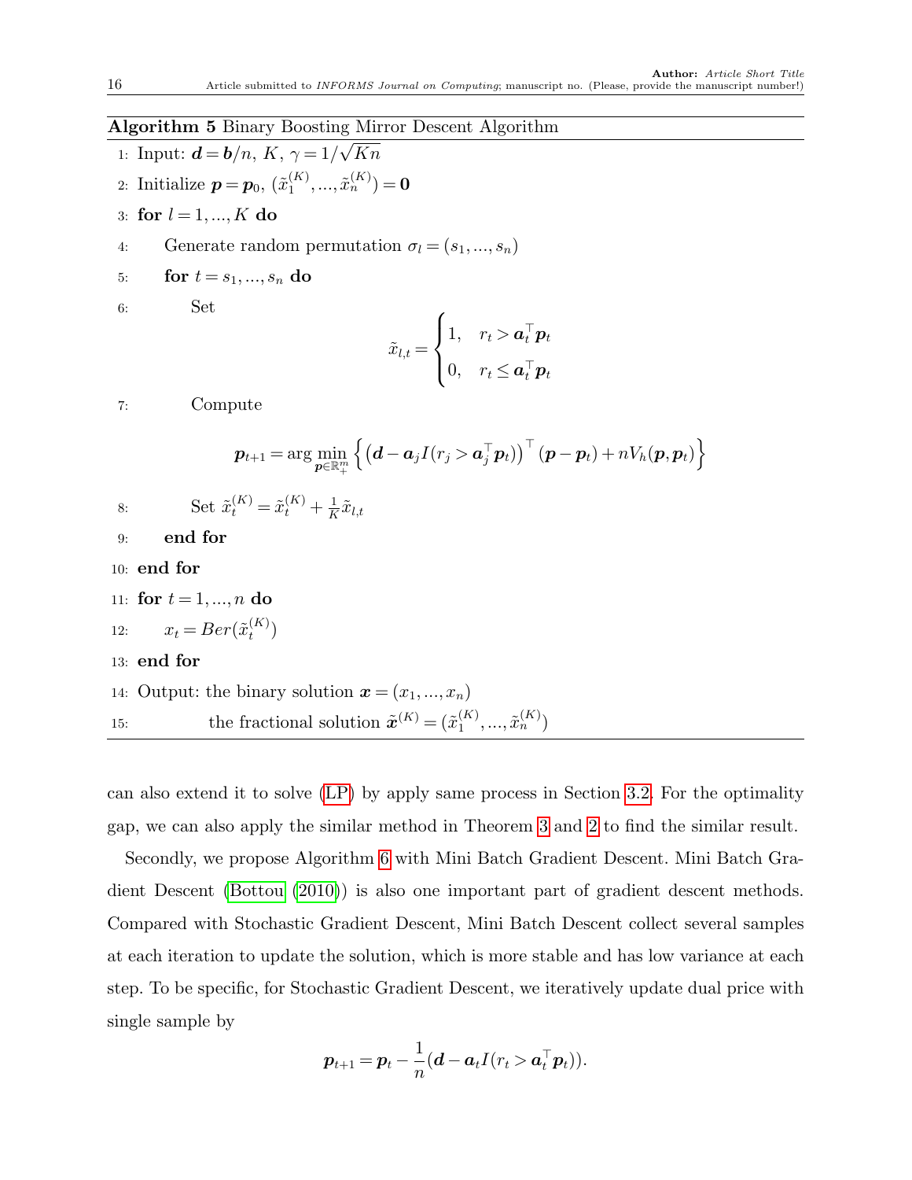**Algorithm 5** Binary Boosting Mirror Descent Algorithm

1: Input: $\boldsymbol{d} = \boldsymbol{b}/n$, $K$, $\gamma = 1/\sqrt{Kn}$

2: Initialize $\boldsymbol{p} = \boldsymbol{p}_0$, $(\tilde{x}_1^{(K)}, ..., \tilde{x}_n^{(K)}) = \boldsymbol{0}$

3: **for** $l = 1, ..., K$ **do**

4: Generate random permutation $\sigma_l = (s_1, ..., s_n)$

5: **for** $t = s_1, ..., s_n$ **do**

6: Set

$$\tilde{x}_{l,t} = \begin{cases} 1, & r_t > \boldsymbol{a}_t^\top \boldsymbol{p}_t \\ 0, & r_t \le \boldsymbol{a}_t^\top \boldsymbol{p}_t \end{cases}$$

7: Compute

$$\boldsymbol{p}_{t+1} = \arg\min_{\boldsymbol{p} \in \mathbb{R}_+^m} \left\{ \left(\boldsymbol{d} - \boldsymbol{a}_j I(r_j > \boldsymbol{a}_j^\top \boldsymbol{p}_t)\right)^\top (\boldsymbol{p} - \boldsymbol{p}_t) + nV_h(\boldsymbol{p}, \boldsymbol{p}_t) \right\}$$

8: Set $\tilde{x}_t^{(K)} = \tilde{x}_t^{(K)} + \frac{1}{K}\tilde{x}_{l,t}$

9: **end for**

10: **end for**

11: **for** $t = 1, ..., n$ **do**

12: $x_t = Ber(\tilde{x}_t^{(K)})$

13: **end for**

14: Output: the binary solution $\boldsymbol{x} = (x_1, ..., x_n)$

15: the fractional solution $\tilde{\boldsymbol{x}}^{(K)} = (\tilde{x}_1^{(K)}, ..., \tilde{x}_n^{(K)})$

can also extend it to solve (LP) by apply same process in Section 3.2. For the optimality gap, we can also apply the similar method in Theorem 3 and 2 to find the similar result.

Secondly, we propose Algorithm 6 with Mini Batch Gradient Descent. Mini Batch Gradient Descent (Bottou (2010)) is also one important part of gradient descent methods. Compared with Stochastic Gradient Descent, Mini Batch Descent collect several samples at each iteration to update the solution, which is more stable and has low variance at each step. To be specific, for Stochastic Gradient Descent, we iteratively update dual price with single sample by

$$\boldsymbol{p}_{t+1} = \boldsymbol{p}_t - \frac{1}{n}(\boldsymbol{d} - \boldsymbol{a}_t I(r_t > \boldsymbol{a}_t^\top \boldsymbol{p}_t)).$$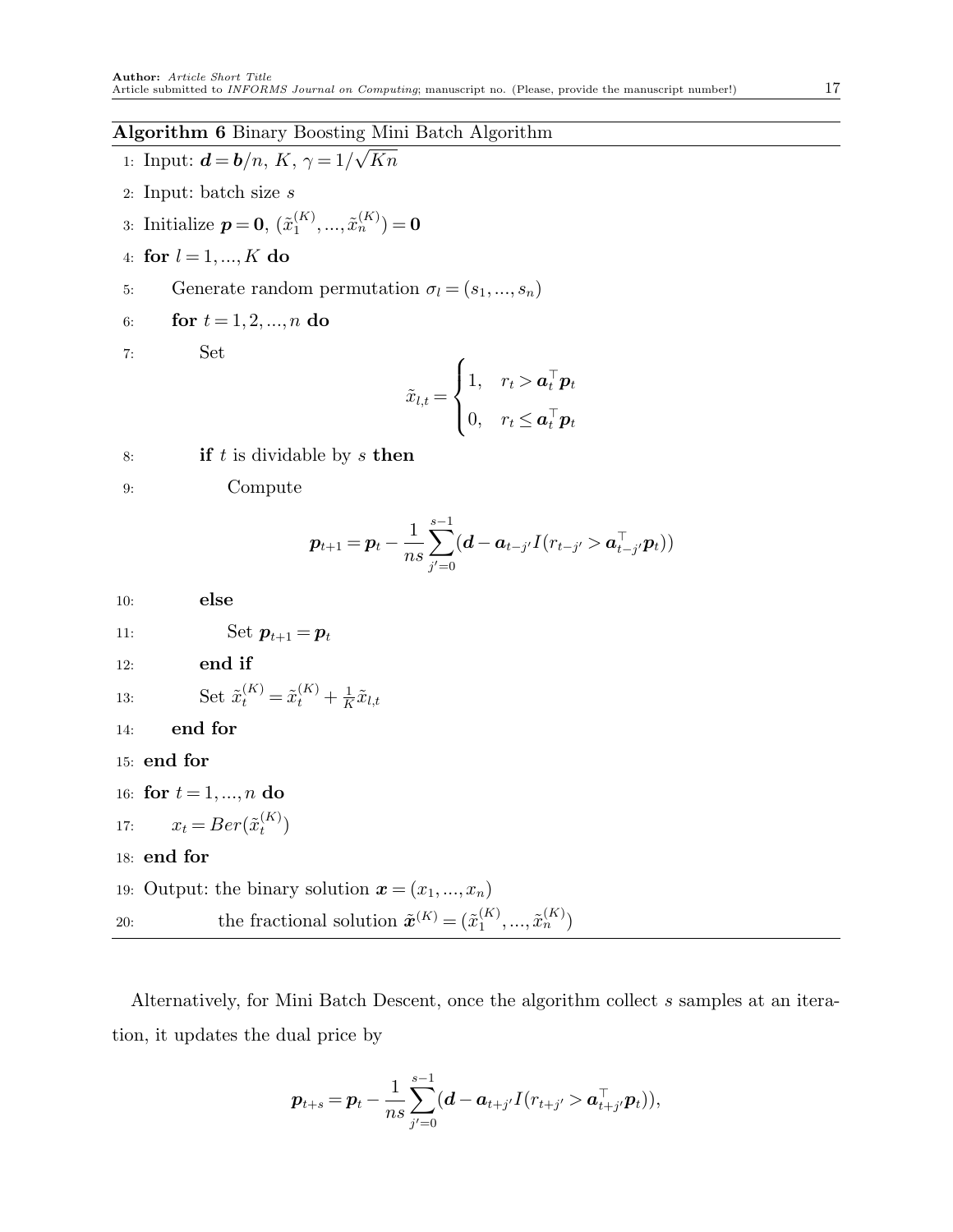**Algorithm 6** Binary Boosting Mini Batch Algorithm

1: Input: $\boldsymbol{d} = \boldsymbol{b}/n$, $K$, $\gamma = 1/\sqrt{Kn}$

2: Input: batch size $s$

3: Initialize $\boldsymbol{p} = \boldsymbol{0}$, $(\tilde{x}_1^{(K)}, ..., \tilde{x}_n^{(K)}) = \boldsymbol{0}$

4: **for** $l = 1, ..., K$ **do**

5: Generate random permutation $\sigma_l = (s_1, ..., s_n)$

6: **for** $t = 1, 2, ..., n$ **do**

7: Set

$$\tilde{x}_{l,t} = \begin{cases} 1, & r_t > \boldsymbol{a}_t^\top \boldsymbol{p}_t \\ 0, & r_t \le \boldsymbol{a}_t^\top \boldsymbol{p}_t \end{cases}$$

8: **if** $t$ is dividable by $s$ **then**

9: Compute

$$\boldsymbol{p}_{t+1} = \boldsymbol{p}_t - \frac{1}{ns} \sum_{j'=0}^{s-1} (\boldsymbol{d} - \boldsymbol{a}_{t-j'} I(r_{t-j'} > \boldsymbol{a}_{t-j'}^\top \boldsymbol{p}_t))$$

10: **else**

11: Set $\boldsymbol{p}_{t+1} = \boldsymbol{p}_t$

12: **end if**

13: Set $\tilde{x}_t^{(K)} = \tilde{x}_t^{(K)} + \frac{1}{K} \tilde{x}_{l,t}$

14: **end for**

15: **end for**

16: **for** $t = 1, ..., n$ **do**

17: $x_t = Ber(\tilde{x}_t^{(K)})$

18: **end for**

19: Output: the binary solution $\boldsymbol{x} = (x_1, ..., x_n)$

20: the fractional solution $\tilde{\boldsymbol{x}}^{(K)} = (\tilde{x}_1^{(K)}, ..., \tilde{x}_n^{(K)})$

Alternatively, for Mini Batch Descent, once the algorithm collect $s$ samples at an iteration, it updates the dual price by

$$\boldsymbol{p}_{t+s} = \boldsymbol{p}_t - \frac{1}{ns} \sum_{j'=0}^{s-1} (\boldsymbol{d} - \boldsymbol{a}_{t+j'} I(r_{t+j'} > \boldsymbol{a}_{t+j'}^\top \boldsymbol{p}_t)),$$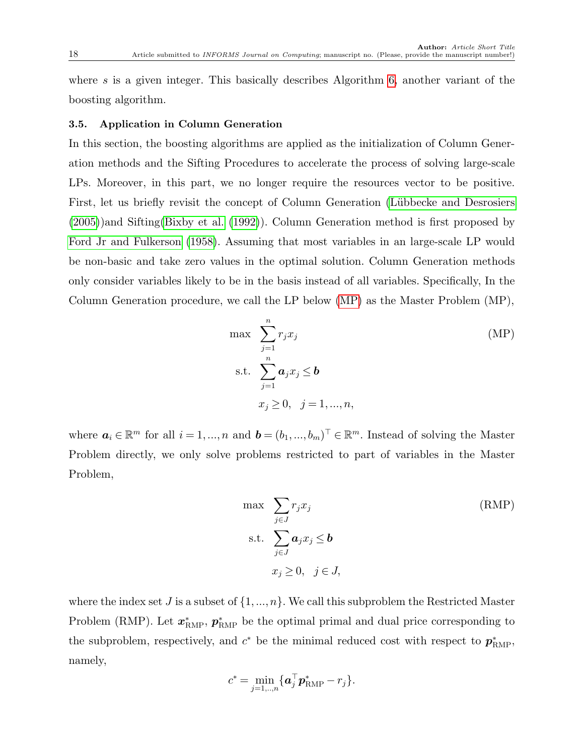where $s$ is a given integer. This basically describes Algorithm 6, another variant of the boosting algorithm.

### 3.5. Application in Column Generation

In this section, the boosting algorithms are applied as the initialization of Column Generation methods and the Sifting Procedures to accelerate the process of solving large-scale LPs. Moreover, in this part, we no longer require the resources vector to be positive. First, let us briefly revisit the concept of Column Generation (Lübbecke and Desrosiers (2005))and Sifting(Bixby et al. (1992)). Column Generation method is first proposed by Ford Jr and Fulkerson (1958). Assuming that most variables in an large-scale LP would be non-basic and take zero values in the optimal solution. Column Generation methods only consider variables likely to be in the basis instead of all variables. Specifically, In the Column Generation procedure, we call the LP below (MP) as the Master Problem (MP),

$$\begin{aligned}
\max \quad & \sum_{j=1}^{n} r_j x_j \\
\text{s.t.} \quad & \sum_{j=1}^{n} \boldsymbol{a}_j x_j \leq \boldsymbol{b} \\
& x_j \geq 0, \quad j = 1, ..., n,
\end{aligned} \tag{MP}$$

where $\boldsymbol{a}_i \in \mathbb{R}^m$ for all $i = 1, ..., n$ and $\boldsymbol{b} = (b_1, ..., b_m)^\top \in \mathbb{R}^m$. Instead of solving the Master Problem directly, we only solve problems restricted to part of variables in the Master Problem,

$$\begin{aligned}
\max \quad & \sum_{j \in J} r_j x_j \\
\text{s.t.} \quad & \sum_{j \in J} \boldsymbol{a}_j x_j \leq \boldsymbol{b} \\
& x_j \geq 0, \quad j \in J,
\end{aligned} \tag{RMP}$$

where the index set $J$ is a subset of $\{1, ..., n\}$. We call this subproblem the Restricted Master Problem (RMP). Let $\boldsymbol{x}^*_{\text{RMP}}$, $\boldsymbol{p}^*_{\text{RMP}}$ be the optimal primal and dual price corresponding to the subproblem, respectively, and $c^*$ be the minimal reduced cost with respect to $\boldsymbol{p}^*_{\text{RMP}}$, namely,

$$c^* = \min_{j=1,..,n} \{\boldsymbol{a}_j^\top \boldsymbol{p}^*_{\text{RMP}} - r_j\}.$$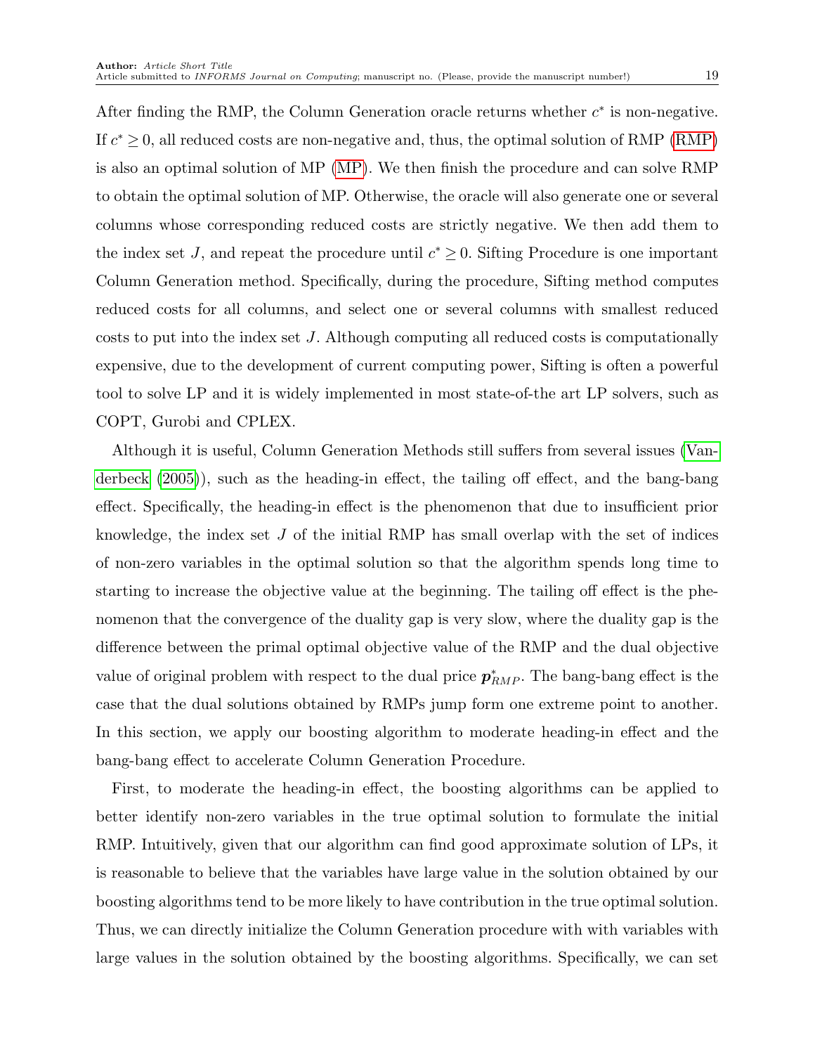After finding the RMP, the Column Generation oracle returns whether $c^*$ is non-negative. If $c^* \geq 0$, all reduced costs are non-negative and, thus, the optimal solution of RMP (RMP) is also an optimal solution of MP (MP). We then finish the procedure and can solve RMP to obtain the optimal solution of MP. Otherwise, the oracle will also generate one or several columns whose corresponding reduced costs are strictly negative. We then add them to the index set $J$, and repeat the procedure until $c^* \geq 0$. Sifting Procedure is one important Column Generation method. Specifically, during the procedure, Sifting method computes reduced costs for all columns, and select one or several columns with smallest reduced costs to put into the index set $J$. Although computing all reduced costs is computationally expensive, due to the development of current computing power, Sifting is often a powerful tool to solve LP and it is widely implemented in most state-of-the art LP solvers, such as COPT, Gurobi and CPLEX.

Although it is useful, Column Generation Methods still suffers from several issues (Vanderbeck (2005)), such as the heading-in effect, the tailing off effect, and the bang-bang effect. Specifically, the heading-in effect is the phenomenon that due to insufficient prior knowledge, the index set $J$ of the initial RMP has small overlap with the set of indices of non-zero variables in the optimal solution so that the algorithm spends long time to starting to increase the objective value at the beginning. The tailing off effect is the phenomenon that the convergence of the duality gap is very slow, where the duality gap is the difference between the primal optimal objective value of the RMP and the dual objective value of original problem with respect to the dual price $\boldsymbol{p}^*_{RMP}$. The bang-bang effect is the case that the dual solutions obtained by RMPs jump form one extreme point to another. In this section, we apply our boosting algorithm to moderate heading-in effect and the bang-bang effect to accelerate Column Generation Procedure.

First, to moderate the heading-in effect, the boosting algorithms can be applied to better identify non-zero variables in the true optimal solution to formulate the initial RMP. Intuitively, given that our algorithm can find good approximate solution of LPs, it is reasonable to believe that the variables have large value in the solution obtained by our boosting algorithms tend to be more likely to have contribution in the true optimal solution. Thus, we can directly initialize the Column Generation procedure with with variables with large values in the solution obtained by the boosting algorithms. Specifically, we can set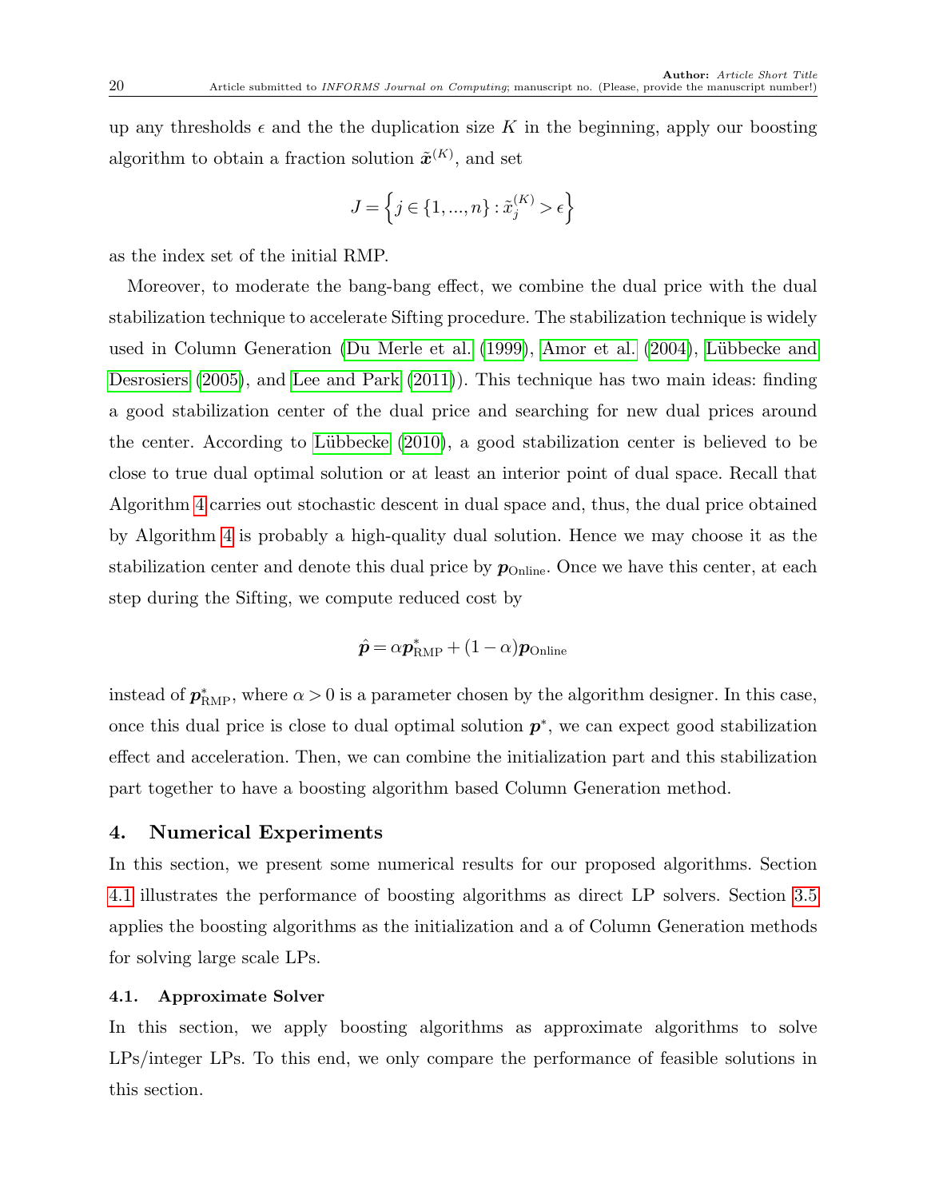up any thresholds $\epsilon$ and the the duplication size $K$ in the beginning, apply our boosting algorithm to obtain a fraction solution $\tilde{\boldsymbol{x}}^{(K)}$, and set

$$J = \left\{ j \in \{1, ..., n\} : \tilde{x}_j^{(K)} > \epsilon \right\}$$

as the index set of the initial RMP.

Moreover, to moderate the bang-bang effect, we combine the dual price with the dual stabilization technique to accelerate Sifting procedure. The stabilization technique is widely used in Column Generation (Du Merle et al. (1999), Amor et al. (2004), Lübbecke and Desrosiers (2005), and Lee and Park (2011)). This technique has two main ideas: finding a good stabilization center of the dual price and searching for new dual prices around the center. According to Lübbecke (2010), a good stabilization center is believed to be close to true dual optimal solution or at least an interior point of dual space. Recall that Algorithm 4 carries out stochastic descent in dual space and, thus, the dual price obtained by Algorithm 4 is probably a high-quality dual solution. Hence we may choose it as the stabilization center and denote this dual price by $\boldsymbol{p}_{\text{Online}}$. Once we have this center, at each step during the Sifting, we compute reduced cost by

$$\hat{\boldsymbol{p}} = \alpha \boldsymbol{p}^*_{\text{RMP}} + (1 - \alpha) \boldsymbol{p}_{\text{Online}}$$

instead of $\boldsymbol{p}^*_{\text{RMP}}$, where $\alpha > 0$ is a parameter chosen by the algorithm designer. In this case, once this dual price is close to dual optimal solution $\boldsymbol{p}^*$, we can expect good stabilization effect and acceleration. Then, we can combine the initialization part and this stabilization part together to have a boosting algorithm based Column Generation method.

## 4. Numerical Experiments

In this section, we present some numerical results for our proposed algorithms. Section 4.1 illustrates the performance of boosting algorithms as direct LP solvers. Section 3.5 applies the boosting algorithms as the initialization and a of Column Generation methods for solving large scale LPs.

### 4.1. Approximate Solver

In this section, we apply boosting algorithms as approximate algorithms to solve LPs/integer LPs. To this end, we only compare the performance of feasible solutions in this section.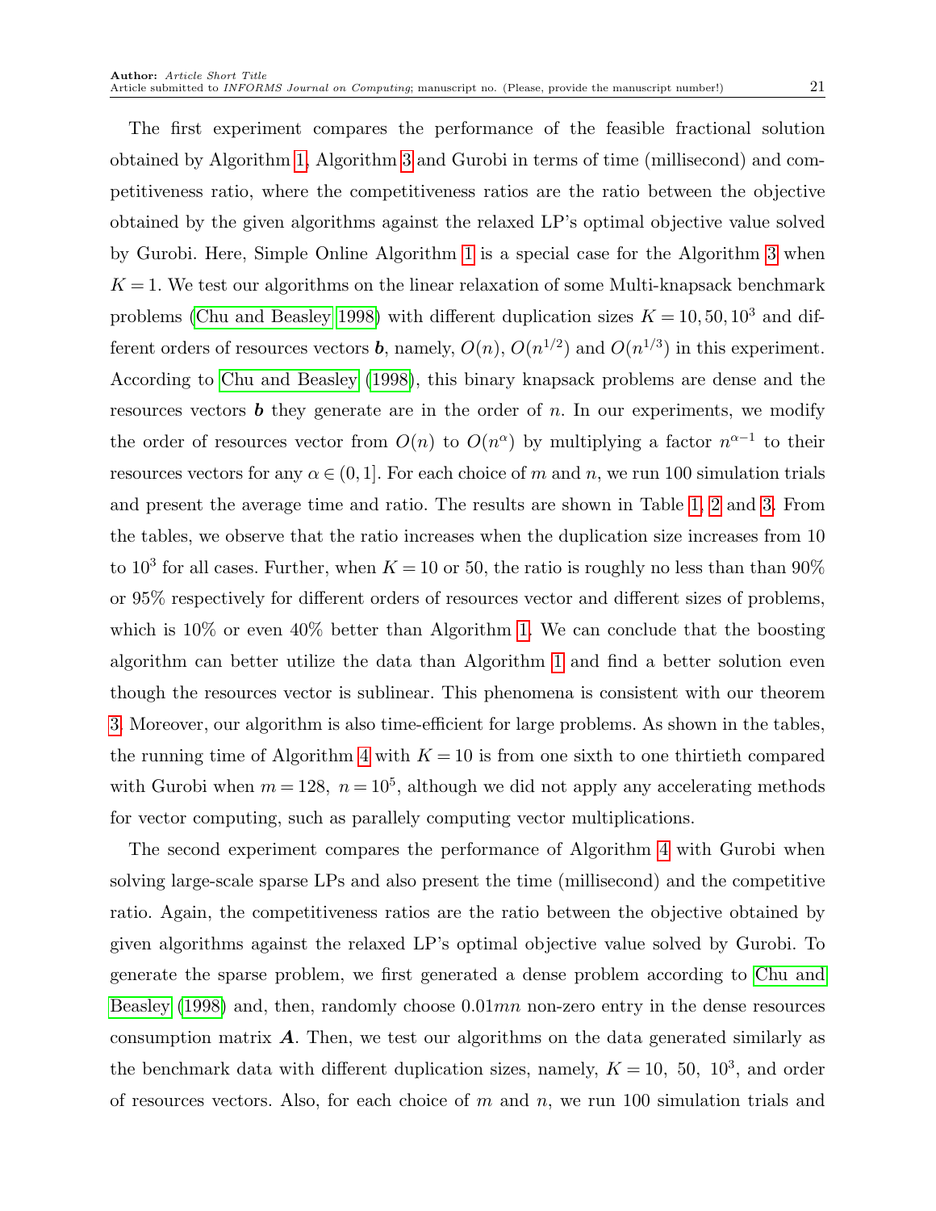The first experiment compares the performance of the feasible fractional solution obtained by Algorithm 1, Algorithm 3 and Gurobi in terms of time (millisecond) and competitiveness ratio, where the competitiveness ratios are the ratio between the objective obtained by the given algorithms against the relaxed LP's optimal objective value solved by Gurobi. Here, Simple Online Algorithm 1 is a special case for the Algorithm 3 when $K = 1$. We test our algorithms on the linear relaxation of some Multi-knapsack benchmark problems (Chu and Beasley 1998) with different duplication sizes $K = 10, 50, 10^3$ and different orders of resources vectors $\boldsymbol{b}$, namely, $O(n)$, $O(n^{1/2})$ and $O(n^{1/3})$ in this experiment. According to Chu and Beasley (1998), this binary knapsack problems are dense and the resources vectors $\boldsymbol{b}$ they generate are in the order of $n$. In our experiments, we modify the order of resources vector from $O(n)$ to $O(n^{\alpha})$ by multiplying a factor $n^{\alpha-1}$ to their resources vectors for any $\alpha \in (0, 1]$. For each choice of $m$ and $n$, we run 100 simulation trials and present the average time and ratio. The results are shown in Table 1, 2 and 3. From the tables, we observe that the ratio increases when the duplication size increases from 10 to $10^3$ for all cases. Further, when $K = 10$ or 50, the ratio is roughly no less than than 90% or 95% respectively for different orders of resources vector and different sizes of problems, which is 10% or even 40% better than Algorithm 1. We can conclude that the boosting algorithm can better utilize the data than Algorithm 1 and find a better solution even though the resources vector is sublinear. This phenomena is consistent with our theorem 3. Moreover, our algorithm is also time-efficient for large problems. As shown in the tables, the running time of Algorithm 4 with $K = 10$ is from one sixth to one thirtieth compared with Gurobi when $m = 128,\ n = 10^5$, although we did not apply any accelerating methods for vector computing, such as parallely computing vector multiplications.

The second experiment compares the performance of Algorithm 4 with Gurobi when solving large-scale sparse LPs and also present the time (millisecond) and the competitive ratio. Again, the competitiveness ratios are the ratio between the objective obtained by given algorithms against the relaxed LP's optimal objective value solved by Gurobi. To generate the sparse problem, we first generated a dense problem according to Chu and Beasley (1998) and, then, randomly choose $0.01mn$ non-zero entry in the dense resources consumption matrix $\boldsymbol{A}$. Then, we test our algorithms on the data generated similarly as the benchmark data with different duplication sizes, namely, $K = 10,\ 50,\ 10^3$, and order of resources vectors. Also, for each choice of $m$ and $n$, we run 100 simulation trials and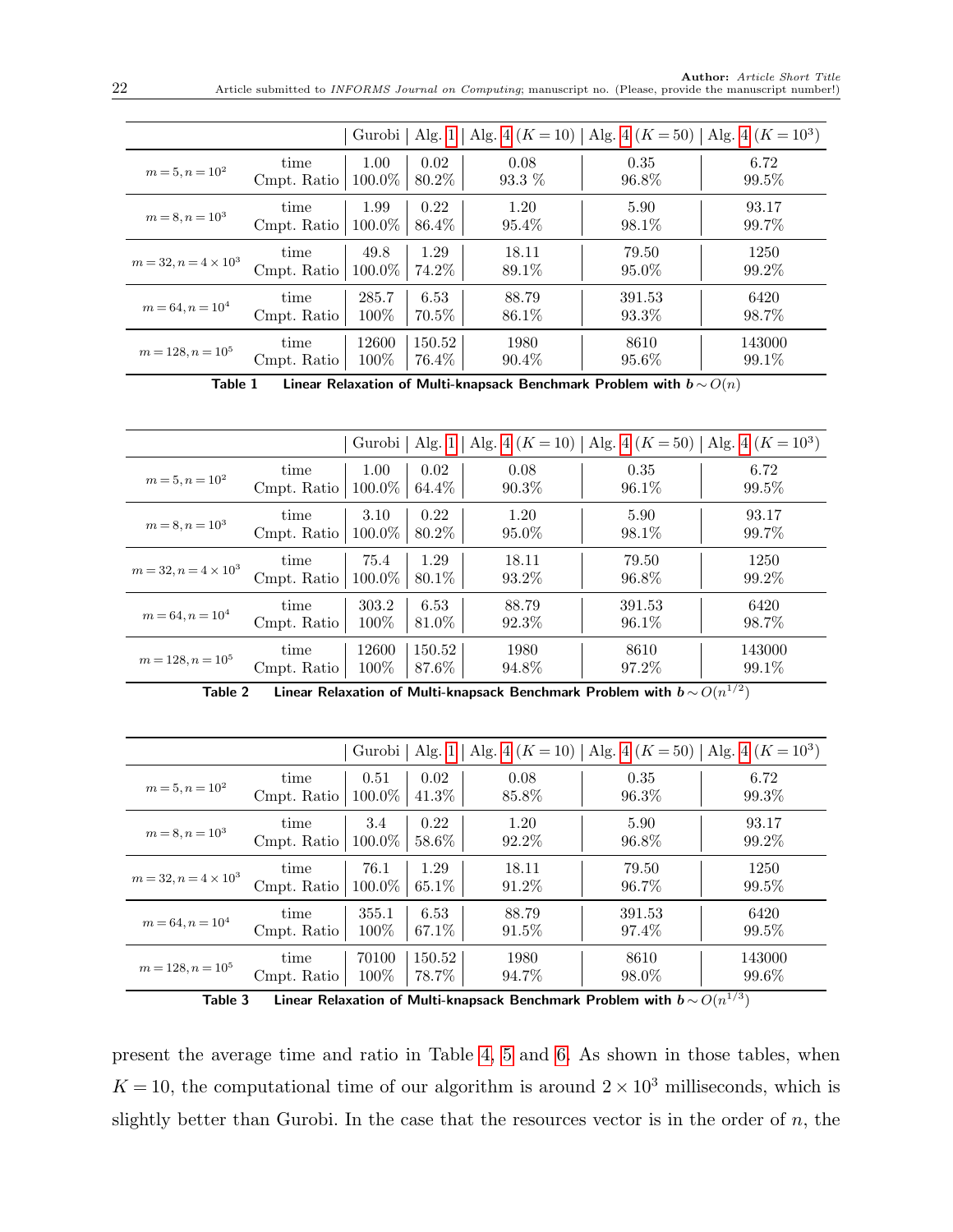| | | Gurobi | Alg. 1 | Alg. 4 ($K=10$) | Alg. 4 ($K=50$) | Alg. 4 ($K=10^3$) |
|---|---|---|---|---|---|---|
| $m=5, n=10^2$ | time | 1.00 | 0.02 | 0.08 | 0.35 | 6.72 |
| | Cmpt. Ratio | 100.0% | 80.2% | 93.3 % | 96.8% | 99.5% |
| $m=8, n=10^3$ | time | 1.99 | 0.22 | 1.20 | 5.90 | 93.17 |
| | Cmpt. Ratio | 100.0% | 86.4% | 95.4% | 98.1% | 99.7% |
| $m=32, n=4\times10^3$ | time | 49.8 | 1.29 | 18.11 | 79.50 | 1250 |
| | Cmpt. Ratio | 100.0% | 74.2% | 89.1% | 95.0% | 99.2% |
| $m=64, n=10^4$ | time | 285.7 | 6.53 | 88.79 | 391.53 | 6420 |
| | Cmpt. Ratio | 100% | 70.5% | 86.1% | 93.3% | 98.7% |
| $m=128, n=10^5$ | time | 12600 | 150.52 | 1980 | 8610 | 143000 |
| | Cmpt. Ratio | 100% | 76.4% | 90.4% | 95.6% | 99.1% |

**Table 1** Linear Relaxation of Multi-knapsack Benchmark Problem with $b\sim O(n)$

| | | Gurobi | Alg. 1 | Alg. 4 ($K=10$) | Alg. 4 ($K=50$) | Alg. 4 ($K=10^3$) |
|---|---|---|---|---|---|---|
| $m=5, n=10^2$ | time | 1.00 | 0.02 | 0.08 | 0.35 | 6.72 |
| | Cmpt. Ratio | 100.0% | 64.4% | 90.3% | 96.1% | 99.5% |
| $m=8, n=10^3$ | time | 3.10 | 0.22 | 1.20 | 5.90 | 93.17 |
| | Cmpt. Ratio | 100.0% | 80.2% | 95.0% | 98.1% | 99.7% |
| $m=32, n=4\times10^3$ | time | 75.4 | 1.29 | 18.11 | 79.50 | 1250 |
| | Cmpt. Ratio | 100.0% | 80.1% | 93.2% | 96.8% | 99.2% |
| $m=64, n=10^4$ | time | 303.2 | 6.53 | 88.79 | 391.53 | 6420 |
| | Cmpt. Ratio | 100% | 81.0% | 92.3% | 96.1% | 98.7% |
| $m=128, n=10^5$ | time | 12600 | 150.52 | 1980 | 8610 | 143000 |
| | Cmpt. Ratio | 100% | 87.6% | 94.8% | 97.2% | 99.1% |

**Table 2** Linear Relaxation of Multi-knapsack Benchmark Problem with $b\sim O(n^{1/2})$

| | | Gurobi | Alg. 1 | Alg. 4 ($K=10$) | Alg. 4 ($K=50$) | Alg. 4 ($K=10^3$) |
|---|---|---|---|---|---|---|
| $m=5, n=10^2$ | time | 0.51 | 0.02 | 0.08 | 0.35 | 6.72 |
| | Cmpt. Ratio | 100.0% | 41.3% | 85.8% | 96.3% | 99.3% |
| $m=8, n=10^3$ | time | 3.4 | 0.22 | 1.20 | 5.90 | 93.17 |
| | Cmpt. Ratio | 100.0% | 58.6% | 92.2% | 96.8% | 99.2% |
| $m=32, n=4\times10^3$ | time | 76.1 | 1.29 | 18.11 | 79.50 | 1250 |
| | Cmpt. Ratio | 100.0% | 65.1% | 91.2% | 96.7% | 99.5% |
| $m=64, n=10^4$ | time | 355.1 | 6.53 | 88.79 | 391.53 | 6420 |
| | Cmpt. Ratio | 100% | 67.1% | 91.5% | 97.4% | 99.5% |
| $m=128, n=10^5$ | time | 70100 | 150.52 | 1980 | 8610 | 143000 |
| | Cmpt. Ratio | 100% | 78.7% | 94.7% | 98.0% | 99.6% |

**Table 3** Linear Relaxation of Multi-knapsack Benchmark Problem with $b\sim O(n^{1/3})$

present the average time and ratio in Table 4, 5 and 6. As shown in those tables, when $K=10$, the computational time of our algorithm is around $2\times10^3$ milliseconds, which is slightly better than Gurobi. In the case that the resources vector is in the order of $n$, the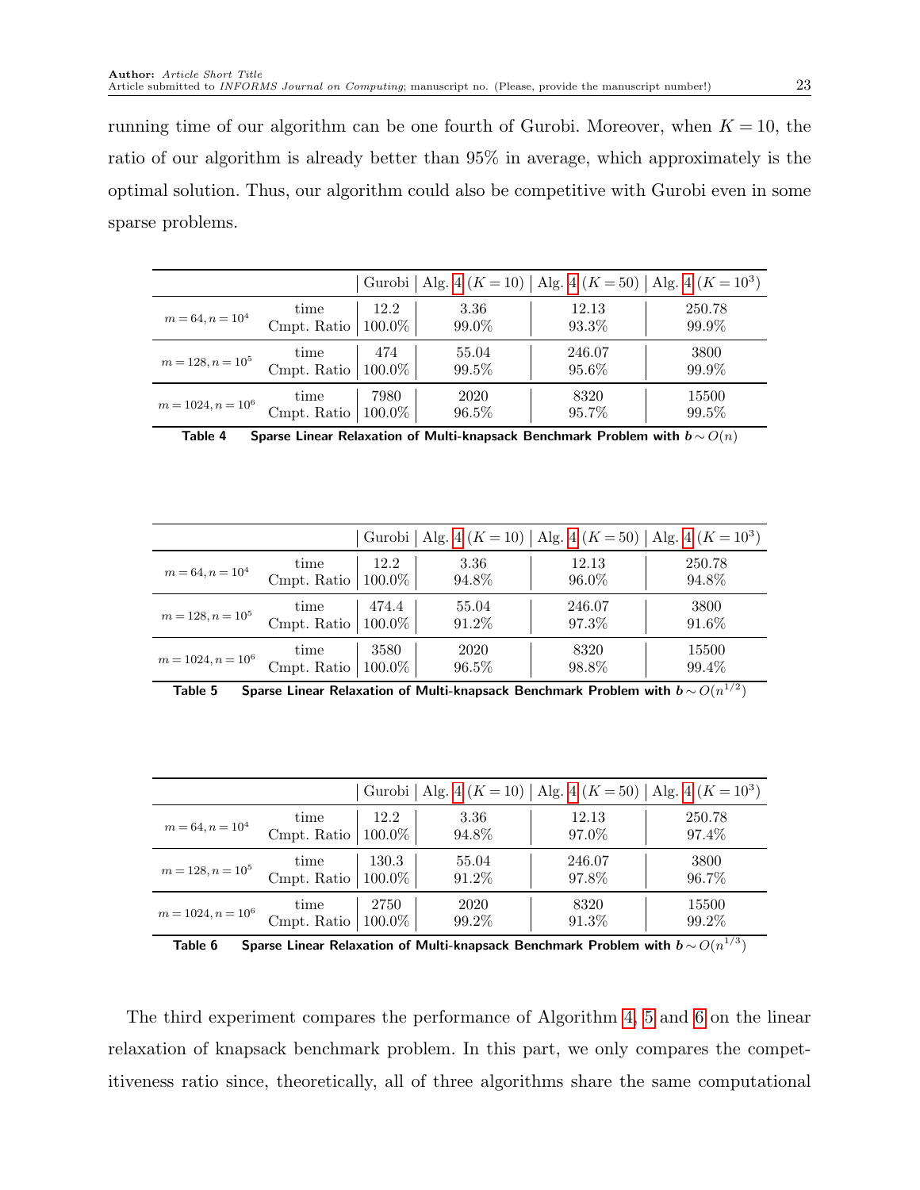running time of our algorithm can be one fourth of Gurobi. Moreover, when $K = 10$, the ratio of our algorithm is already better than 95% in average, which approximately is the optimal solution. Thus, our algorithm could also be competitive with Gurobi even in some sparse problems.

| | | Gurobi | Alg. 4 ($K = 10$) | Alg. 4 ($K = 50$) | Alg. 4 ($K = 10^3$) |
|---|---|---|---|---|---|
| $m = 64, n = 10^4$ | time | 12.2 | 3.36 | 12.13 | 250.78 |
| | Cmpt. Ratio | 100.0% | 99.0% | 93.3% | 99.9% |
| $m = 128, n = 10^5$ | time | 474 | 55.04 | 246.07 | 3800 |
| | Cmpt. Ratio | 100.0% | 99.5% | 95.6% | 99.9% |
| $m = 1024, n = 10^6$ | time | 7980 | 2020 | 8320 | 15500 |
| | Cmpt. Ratio | 100.0% | 96.5% | 95.7% | 99.5% |

**Table 4** Sparse Linear Relaxation of Multi-knapsack Benchmark Problem with $b \sim O(n)$

| | | Gurobi | Alg. 4 ($K = 10$) | Alg. 4 ($K = 50$) | Alg. 4 ($K = 10^3$) |
|---|---|---|---|---|---|
| $m = 64, n = 10^4$ | time | 12.2 | 3.36 | 12.13 | 250.78 |
| | Cmpt. Ratio | 100.0% | 94.8% | 96.0% | 94.8% |
| $m = 128, n = 10^5$ | time | 474.4 | 55.04 | 246.07 | 3800 |
| | Cmpt. Ratio | 100.0% | 91.2% | 97.3% | 91.6% |
| $m = 1024, n = 10^6$ | time | 3580 | 2020 | 8320 | 15500 |
| | Cmpt. Ratio | 100.0% | 96.5% | 98.8% | 99.4% |

**Table 5** Sparse Linear Relaxation of Multi-knapsack Benchmark Problem with $b \sim O(n^{1/2})$

| | | Gurobi | Alg. 4 ($K = 10$) | Alg. 4 ($K = 50$) | Alg. 4 ($K = 10^3$) |
|---|---|---|---|---|---|
| $m = 64, n = 10^4$ | time | 12.2 | 3.36 | 12.13 | 250.78 |
| | Cmpt. Ratio | 100.0% | 94.8% | 97.0% | 97.4% |
| $m = 128, n = 10^5$ | time | 130.3 | 55.04 | 246.07 | 3800 |
| | Cmpt. Ratio | 100.0% | 91.2% | 97.8% | 96.7% |
| $m = 1024, n = 10^6$ | time | 2750 | 2020 | 8320 | 15500 |
| | Cmpt. Ratio | 100.0% | 99.2% | 91.3% | 99.2% |

**Table 6** Sparse Linear Relaxation of Multi-knapsack Benchmark Problem with $b \sim O(n^{1/3})$

The third experiment compares the performance of Algorithm 4, 5 and 6 on the linear relaxation of knapsack benchmark problem. In this part, we only compares the competitiveness ratio since, theoretically, all of three algorithms share the same computational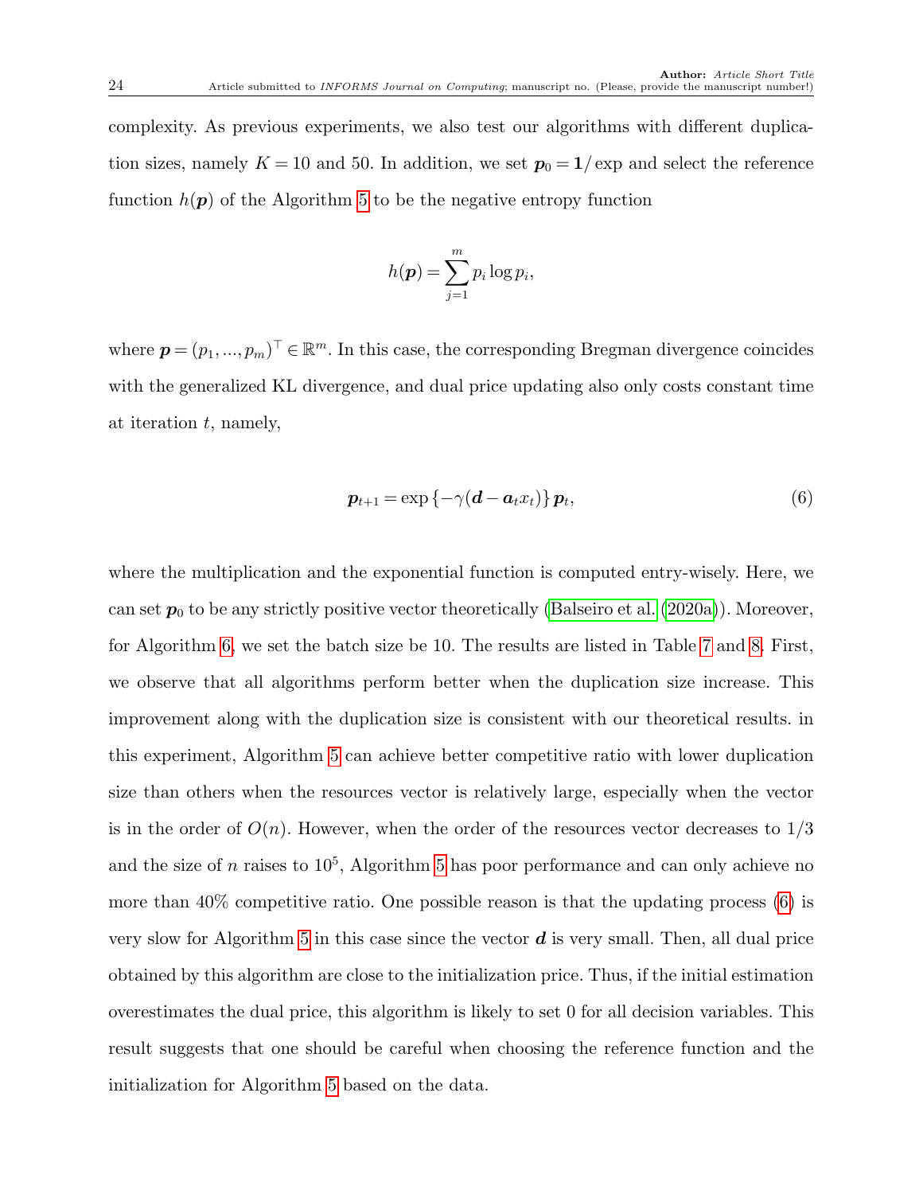complexity. As previous experiments, we also test our algorithms with different duplication sizes, namely $K = 10$ and 50. In addition, we set $\boldsymbol{p}_0 = \boldsymbol{1}/\exp$ and select the reference function $h(\boldsymbol{p})$ of the Algorithm 5 to be the negative entropy function

$$h(\boldsymbol{p}) = \sum_{j=1}^{m} p_i \log p_i,$$

where $\boldsymbol{p} = (p_1, ..., p_m)^\top \in \mathbb{R}^m$. In this case, the corresponding Bregman divergence coincides with the generalized KL divergence, and dual price updating also only costs constant time at iteration $t$, namely,

$$\boldsymbol{p}_{t+1} = \exp\left\{-\gamma(\boldsymbol{d} - \boldsymbol{a}_t x_t)\right\} \boldsymbol{p}_t, \tag{6}$$

where the multiplication and the exponential function is computed entry-wisely. Here, we can set $\boldsymbol{p}_0$ to be any strictly positive vector theoretically (Balseiro et al. (2020a)). Moreover, for Algorithm 6, we set the batch size be 10. The results are listed in Table 7 and 8. First, we observe that all algorithms perform better when the duplication size increase. This improvement along with the duplication size is consistent with our theoretical results. in this experiment, Algorithm 5 can achieve better competitive ratio with lower duplication size than others when the resources vector is relatively large, especially when the vector is in the order of $O(n)$. However, when the order of the resources vector decreases to 1/3 and the size of $n$ raises to $10^5$, Algorithm 5 has poor performance and can only achieve no more than 40% competitive ratio. One possible reason is that the updating process (6) is very slow for Algorithm 5 in this case since the vector $\boldsymbol{d}$ is very small. Then, all dual price obtained by this algorithm are close to the initialization price. Thus, if the initial estimation overestimates the dual price, this algorithm is likely to set 0 for all decision variables. This result suggests that one should be careful when choosing the reference function and the initialization for Algorithm 5 based on the data.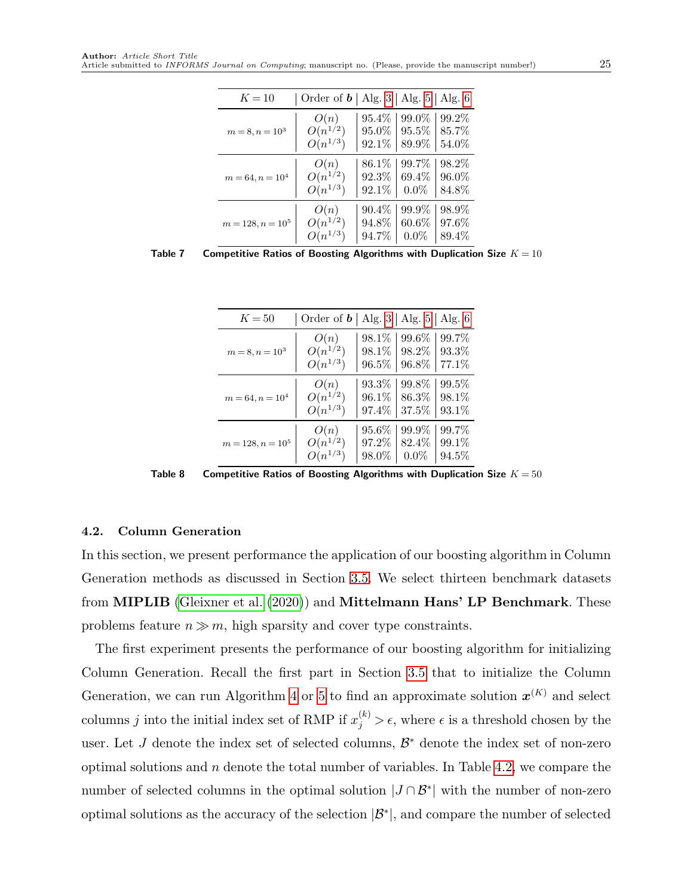| $K = 10$ | Order of $\boldsymbol{b}$ | Alg. 3 | Alg. 5 | Alg. 6 |
|---|---|---|---|---|
| $m = 8, n = 10^3$ | $O(n)$ | 95.4% | 99.0% | 99.2% |
| | $O(n^{1/2})$ | 95.0% | 95.5% | 85.7% |
| | $O(n^{1/3})$ | 92.1% | 89.9% | 54.0% |
| $m = 64, n = 10^4$ | $O(n)$ | 86.1% | 99.7% | 98.2% |
| | $O(n^{1/2})$ | 92.3% | 69.4% | 96.0% |
| | $O(n^{1/3})$ | 92.1% | 0.0% | 84.8% |
| $m = 128, n = 10^5$ | $O(n)$ | 90.4% | 99.9% | 98.9% |
| | $O(n^{1/2})$ | 94.8% | 60.6% | 97.6% |
| | $O(n^{1/3})$ | 94.7% | 0.0% | 89.4% |

**Table 7** **Competitive Ratios of Boosting Algorithms with Duplication Size** $K = 10$

| $K = 50$ | Order of $\boldsymbol{b}$ | Alg. 3 | Alg. 5 | Alg. 6 |
|---|---|---|---|---|
| $m = 8, n = 10^3$ | $O(n)$ | 98.1% | 99.6% | 99.7% |
| | $O(n^{1/2})$ | 98.1% | 98.2% | 93.3% |
| | $O(n^{1/3})$ | 96.5% | 96.8% | 77.1% |
| $m = 64, n = 10^4$ | $O(n)$ | 93.3% | 99.8% | 99.5% |
| | $O(n^{1/2})$ | 96.1% | 86.3% | 98.1% |
| | $O(n^{1/3})$ | 97.4% | 37.5% | 93.1% |
| $m = 128, n = 10^5$ | $O(n)$ | 95.6% | 99.9% | 99.7% |
| | $O(n^{1/2})$ | 97.2% | 82.4% | 99.1% |
| | $O(n^{1/3})$ | 98.0% | 0.0% | 94.5% |

**Table 8** **Competitive Ratios of Boosting Algorithms with Duplication Size** $K = 50$

### 4.2. Column Generation

In this section, we present performance the application of our boosting algorithm in Column Generation methods as discussed in Section 3.5. We select thirteen benchmark datasets from **MIPLIB** (Gleixner et al. (2020)) and **Mittelmann Hans' LP Benchmark**. These problems feature $n \gg m$, high sparsity and cover type constraints.

The first experiment presents the performance of our boosting algorithm for initializing Column Generation. Recall the first part in Section 3.5 that to initialize the Column Generation, we can run Algorithm 4 or 5 to find an approximate solution $\boldsymbol{x}^{(K)}$ and select columns $j$ into the initial index set of RMP if $x_j^{(k)} > \epsilon$, where $\epsilon$ is a threshold chosen by the user. Let $J$ denote the index set of selected columns, $\mathcal{B}^*$ denote the index set of non-zero optimal solutions and $n$ denote the total number of variables. In Table 4.2, we compare the number of selected columns in the optimal solution $|J \cap \mathcal{B}^*|$ with the number of non-zero optimal solutions as the accuracy of the selection $|\mathcal{B}^*|$, and compare the number of selected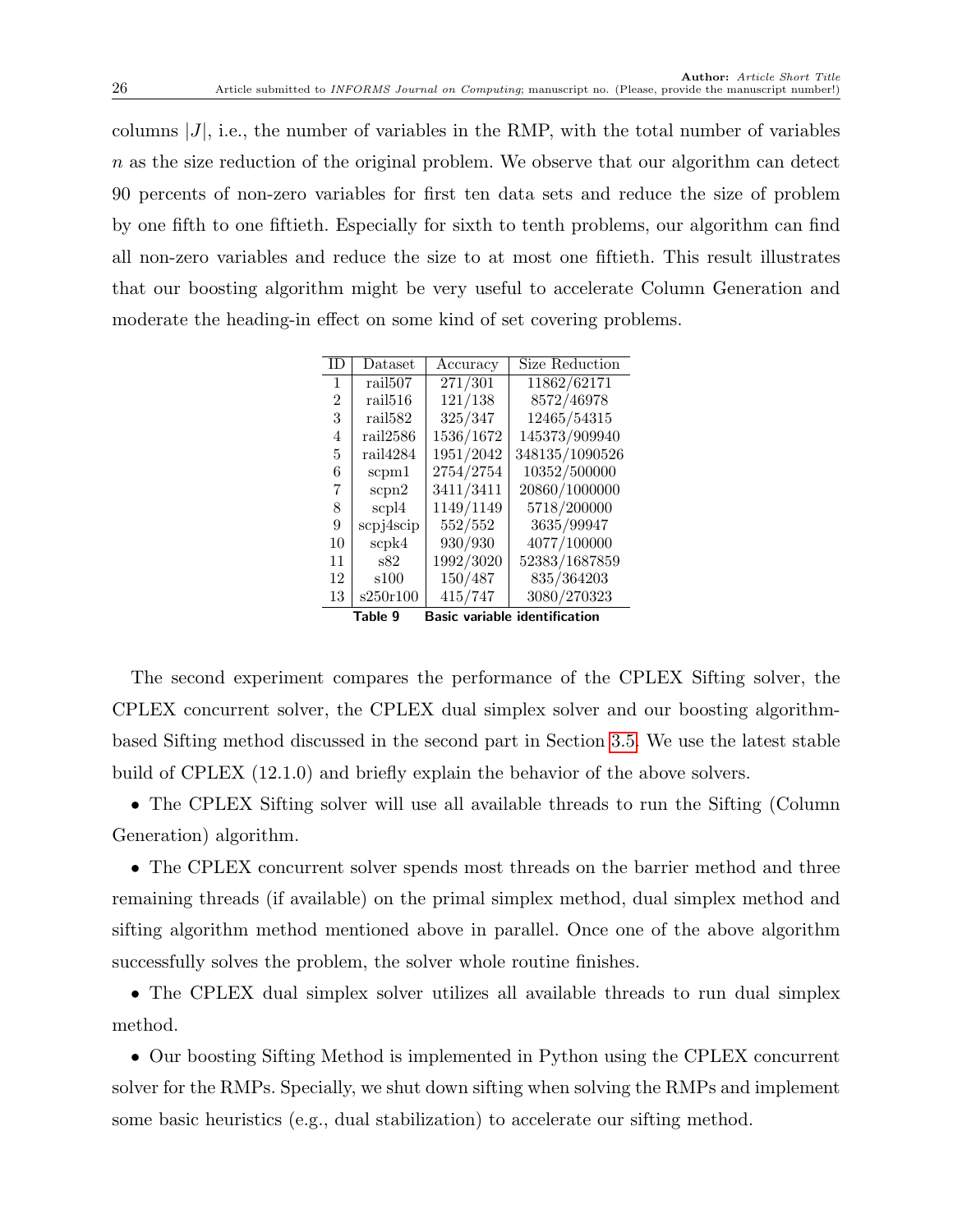columns $|J|$, i.e., the number of variables in the RMP, with the total number of variables $n$ as the size reduction of the original problem. We observe that our algorithm can detect 90 percents of non-zero variables for first ten data sets and reduce the size of problem by one fifth to one fiftieth. Especially for sixth to tenth problems, our algorithm can find all non-zero variables and reduce the size to at most one fiftieth. This result illustrates that our boosting algorithm might be very useful to accelerate Column Generation and moderate the heading-in effect on some kind of set covering problems.

| ID | Dataset | Accuracy | Size Reduction |
|---|---|---|---|
| 1 | rail507 | 271/301 | 11862/62171 |
| 2 | rail516 | 121/138 | 8572/46978 |
| 3 | rail582 | 325/347 | 12465/54315 |
| 4 | rail2586 | 1536/1672 | 145373/909940 |
| 5 | rail4284 | 1951/2042 | 348135/1090526 |
| 6 | scpm1 | 2754/2754 | 10352/500000 |
| 7 | scpn2 | 3411/3411 | 20860/1000000 |
| 8 | scpl4 | 1149/1149 | 5718/200000 |
| 9 | scpj4scip | 552/552 | 3635/99947 |
| 10 | scpk4 | 930/930 | 4077/100000 |
| 11 | s82 | 1992/3020 | 52383/1687859 |
| 12 | s100 | 150/487 | 835/364203 |
| 13 | s250r100 | 415/747 | 3080/270323 |

**Table 9** **Basic variable identification**

The second experiment compares the performance of the CPLEX Sifting solver, the CPLEX concurrent solver, the CPLEX dual simplex solver and our boosting algorithm-based Sifting method discussed in the second part in Section 3.5. We use the latest stable build of CPLEX (12.1.0) and briefly explain the behavior of the above solvers.

- The CPLEX Sifting solver will use all available threads to run the Sifting (Column Generation) algorithm.

- The CPLEX concurrent solver spends most threads on the barrier method and three remaining threads (if available) on the primal simplex method, dual simplex method and sifting algorithm method mentioned above in parallel. Once one of the above algorithm successfully solves the problem, the solver whole routine finishes.

- The CPLEX dual simplex solver utilizes all available threads to run dual simplex method.

- Our boosting Sifting Method is implemented in Python using the CPLEX concurrent solver for the RMPs. Specially, we shut down sifting when solving the RMPs and implement some basic heuristics (e.g., dual stabilization) to accelerate our sifting method.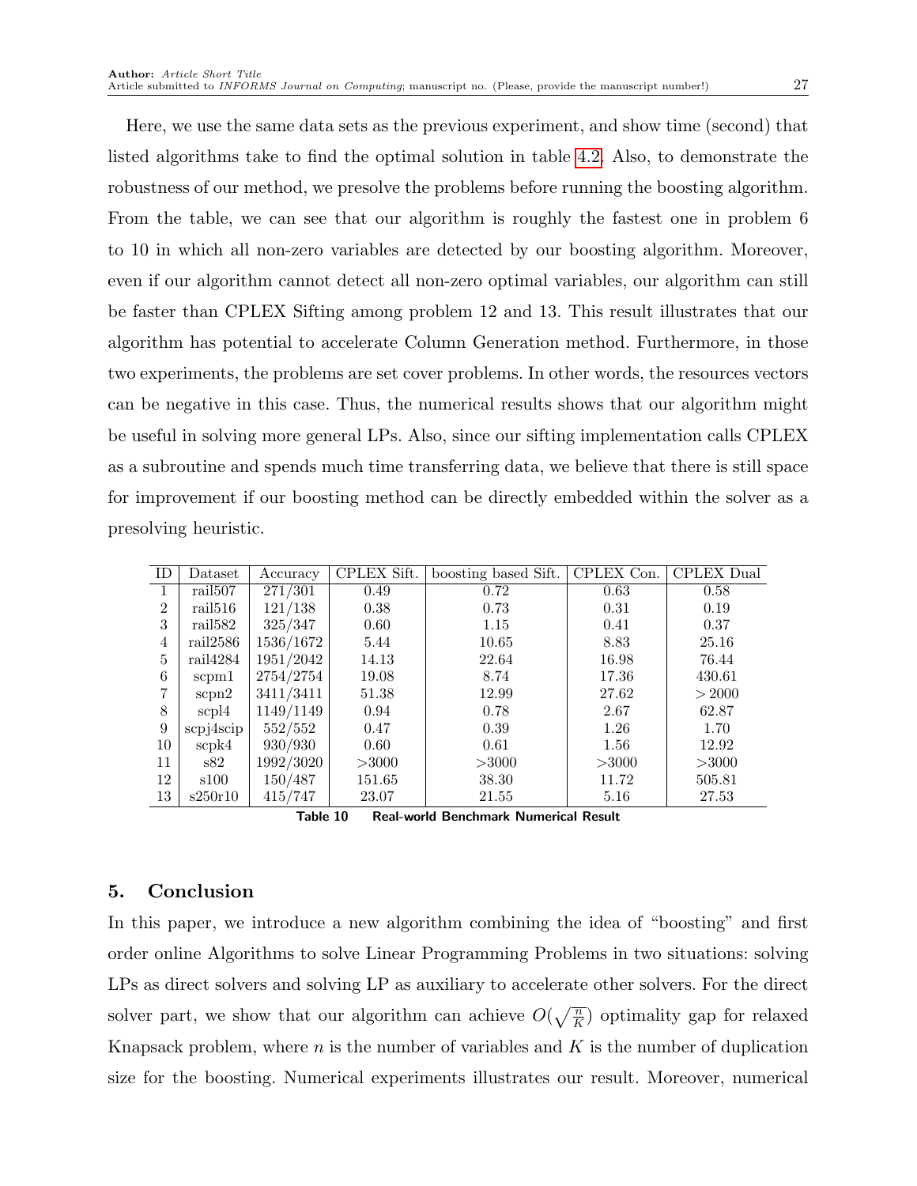Here, we use the same data sets as the previous experiment, and show time (second) that listed algorithms take to find the optimal solution in table 4.2. Also, to demonstrate the robustness of our method, we presolve the problems before running the boosting algorithm. From the table, we can see that our algorithm is roughly the fastest one in problem 6 to 10 in which all non-zero variables are detected by our boosting algorithm. Moreover, even if our algorithm cannot detect all non-zero optimal variables, our algorithm can still be faster than CPLEX Sifting among problem 12 and 13. This result illustrates that our algorithm has potential to accelerate Column Generation method. Furthermore, in those two experiments, the problems are set cover problems. In other words, the resources vectors can be negative in this case. Thus, the numerical results shows that our algorithm might be useful in solving more general LPs. Also, since our sifting implementation calls CPLEX as a subroutine and spends much time transferring data, we believe that there is still space for improvement if our boosting method can be directly embedded within the solver as a presolving heuristic.

| ID | Dataset | Accuracy | CPLEX Sift. | boosting based Sift. | CPLEX Con. | CPLEX Dual |
|---|---|---|---|---|---|---|
| 1 | rail507 | 271/301 | 0.49 | 0.72 | 0.63 | 0.58 |
| 2 | rail516 | 121/138 | 0.38 | 0.73 | 0.31 | 0.19 |
| 3 | rail582 | 325/347 | 0.60 | 1.15 | 0.41 | 0.37 |
| 4 | rail2586 | 1536/1672 | 5.44 | 10.65 | 8.83 | 25.16 |
| 5 | rail4284 | 1951/2042 | 14.13 | 22.64 | 16.98 | 76.44 |
| 6 | scpm1 | 2754/2754 | 19.08 | 8.74 | 17.36 | 430.61 |
| 7 | scpn2 | 3411/3411 | 51.38 | 12.99 | 27.62 | $>2000$ |
| 8 | scpl4 | 1149/1149 | 0.94 | 0.78 | 2.67 | 62.87 |
| 9 | scpj4scip | 552/552 | 0.47 | 0.39 | 1.26 | 1.70 |
| 10 | scpk4 | 930/930 | 0.60 | 0.61 | 1.56 | 12.92 |
| 11 | s82 | 1992/3020 | >3000 | >3000 | >3000 | >3000 |
| 12 | s100 | 150/487 | 151.65 | 38.30 | 11.72 | 505.81 |
| 13 | s250r10 | 415/747 | 23.07 | 21.55 | 5.16 | 27.53 |

**Table 10 Real-world Benchmark Numerical Result**

## 5. Conclusion

In this paper, we introduce a new algorithm combining the idea of "boosting" and first order online Algorithms to solve Linear Programming Problems in two situations: solving LPs as direct solvers and solving LP as auxiliary to accelerate other solvers. For the direct solver part, we show that our algorithm can achieve $O(\sqrt{\frac{n}{K}})$ optimality gap for relaxed Knapsack problem, where $n$ is the number of variables and $K$ is the number of duplication size for the boosting. Numerical experiments illustrates our result. Moreover, numerical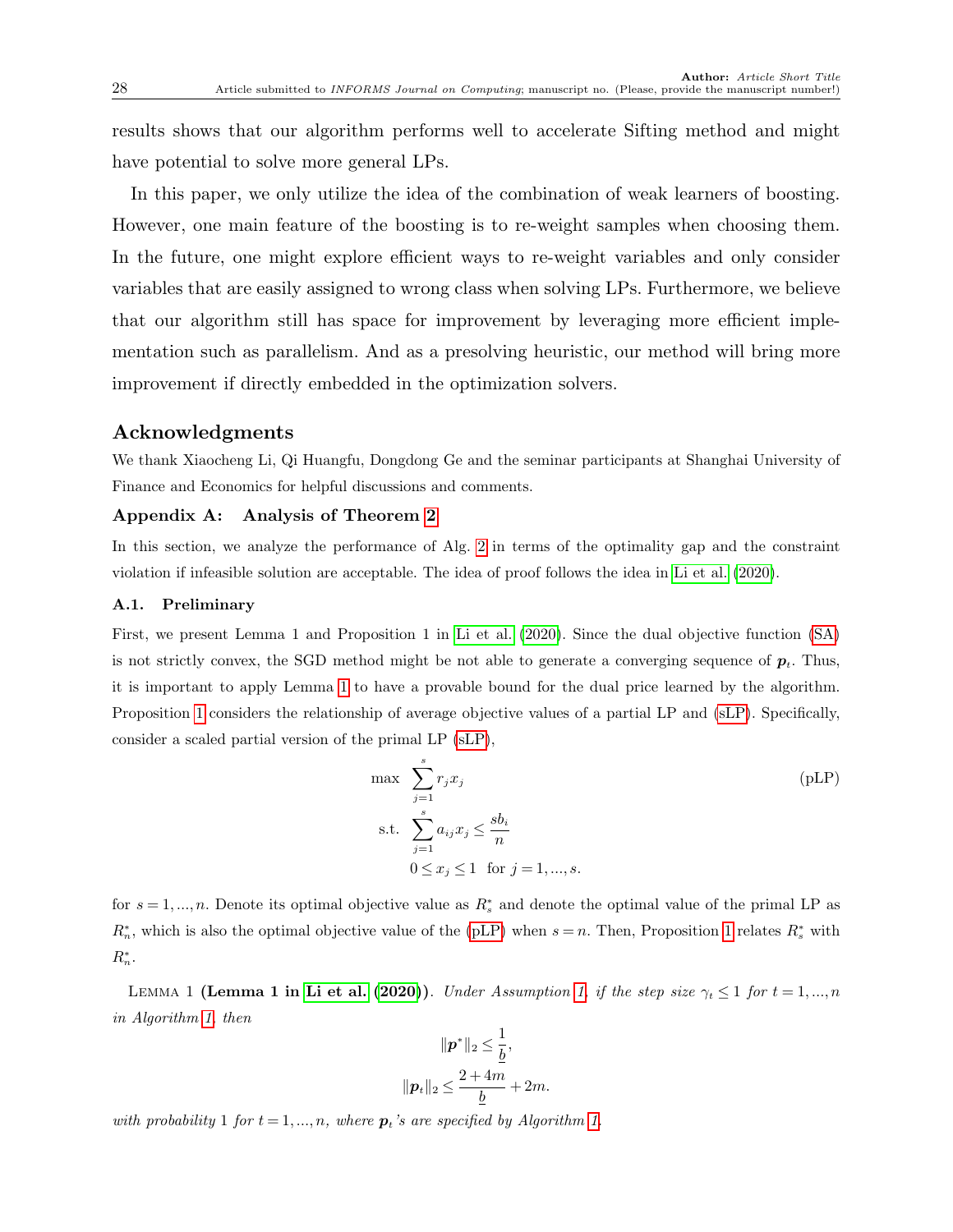results shows that our algorithm performs well to accelerate Sifting method and might have potential to solve more general LPs.

In this paper, we only utilize the idea of the combination of weak learners of boosting. However, one main feature of the boosting is to re-weight samples when choosing them. In the future, one might explore efficient ways to re-weight variables and only consider variables that are easily assigned to wrong class when solving LPs. Furthermore, we believe that our algorithm still has space for improvement by leveraging more efficient implementation such as parallelism. And as a presolving heuristic, our method will bring more improvement if directly embedded in the optimization solvers.

## Acknowledgments

We thank Xiaocheng Li, Qi Huangfu, Dongdong Ge and the seminar participants at Shanghai University of Finance and Economics for helpful discussions and comments.

### Appendix A: Analysis of Theorem 2

In this section, we analyze the performance of Alg. 2 in terms of the optimality gap and the constraint violation if infeasible solution are acceptable. The idea of proof follows the idea in Li et al. (2020).

#### A.1. Preliminary

First, we present Lemma 1 and Proposition 1 in Li et al. (2020). Since the dual objective function (SA) is not strictly convex, the SGD method might be not able to generate a converging sequence of $\boldsymbol{p}_t$. Thus, it is important to apply Lemma 1 to have a provable bound for the dual price learned by the algorithm. Proposition 1 considers the relationship of average objective values of a partial LP and (sLP). Specifically, consider a scaled partial version of the primal LP (sLP),

$$
\begin{aligned}
\max \quad & \sum_{j=1}^{s} r_j x_j && \text{(pLP)} \\
\text{s.t.} \quad & \sum_{j=1}^{s} a_{ij} x_j \le \frac{s b_i}{n} \\
& 0 \le x_j \le 1 \quad \text{for } j = 1, ..., s.
\end{aligned}
$$

for $s = 1, ..., n$. Denote its optimal objective value as $R_s^*$ and denote the optimal value of the primal LP as $R_n^*$, which is also the optimal objective value of the (pLP) when $s = n$. Then, Proposition 1 relates $R_s^*$ with $R_n^*$.

Lemma 1 **(Lemma 1 in Li et al. (2020))**. *Under Assumption 1, if the step size $\gamma_t \le 1$ for $t = 1, ..., n$ in Algorithm 1, then*

$$
\|\boldsymbol{p}^*\|_2 \le \frac{1}{\underline{b}},
$$

$$
\|\boldsymbol{p}_t\|_2 \le \frac{2 + 4m}{\underline{b}} + 2m.
$$

*with probability 1 for $t = 1, ..., n$, where $\boldsymbol{p}_t$'s are specified by Algorithm 1.*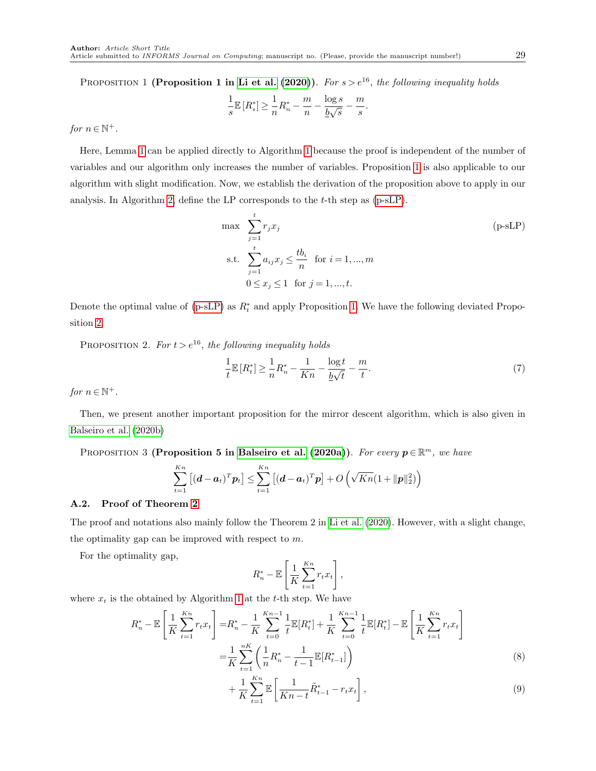Proposition 1 **(Proposition 1 in Li et al. (2020))**. *For $s > e^{16}$, the following inequality holds*

$$\frac{1}{s}\mathbb{E}\left[R_s^*\right] \geq \frac{1}{n}R_n^* - \frac{m}{n} - \frac{\log s}{\underline{b}\sqrt{s}} - \frac{m}{s}.$$

*for $n \in \mathbb{N}^+$.*

Here, Lemma 1 can be applied directly to Algorithm 1 because the proof is independent of the number of variables and our algorithm only increases the number of variables. Proposition 1 is also applicable to our algorithm with slight modification. Now, we establish the derivation of the proposition above to apply in our analysis. In Algorithm 2, define the LP corresponds to the $t$-th step as (p-sLP).

$$\begin{aligned} \max \quad & \sum_{j=1}^{t} r_j x_j & \text{(p-sLP)} \\ \text{s.t.} \quad & \sum_{j=1}^{t} a_{ij} x_j \leq \frac{t b_i}{n} \quad \text{for } i = 1, ..., m \\ & 0 \leq x_j \leq 1 \quad \text{for } j = 1, ..., t. \end{aligned}$$

Denote the optimal value of (p-sLP) as $R_t^*$ and apply Proposition 1. We have the following deviated Proposition 2.

Proposition 2. *For $t > e^{16}$, the following inequality holds*

$$\frac{1}{t}\mathbb{E}\left[R_t^*\right] \geq \frac{1}{n}R_n^* - \frac{1}{Kn} - \frac{\log t}{\underline{b}\sqrt{t}} - \frac{m}{t}. \tag{7}$$

*for $n \in \mathbb{N}^+$.*

Then, we present another important proposition for the mirror descent algorithm, which is also given in Balseiro et al. (2020b)

Proposition 3 **(Proposition 5 in Balseiro et al. (2020a))**. *For every $\boldsymbol{p} \in \mathbb{R}^m$, we have*

$$\sum_{t=1}^{Kn}\left[(\boldsymbol{d} - \boldsymbol{a}_t)^T \boldsymbol{p}_t\right] \leq \sum_{t=1}^{Kn}\left[(\boldsymbol{d} - \boldsymbol{a}_t)^T \boldsymbol{p}\right] + O\left(\sqrt{Kn}(1 + \|\boldsymbol{p}\|_2^2)\right)$$

### A.2. Proof of Theorem 2

The proof and notations also mainly follow the Theorem 2 in Li et al. (2020). However, with a slight change, the optimality gap can be improved with respect to $m$.

For the optimality gap,

$$R_n^* - \mathbb{E}\left[\frac{1}{K}\sum_{t=1}^{Kn} r_t x_t\right],$$

where $x_t$ is the obtained by Algorithm 1 at the $t$-th step. We have

$$\begin{aligned} R_n^* - \mathbb{E}\left[\frac{1}{K}\sum_{t=1}^{Kn} r_t x_t\right] =& R_n^* - \frac{1}{K}\sum_{t=0}^{Kn-1}\frac{1}{t}\mathbb{E}[R_t^*] + \frac{1}{K}\sum_{t=0}^{Kn-1}\frac{1}{t}\mathbb{E}[R_t^*] - \mathbb{E}\left[\frac{1}{K}\sum_{t=1}^{Kn} r_t x_t\right] \\ =& \frac{1}{K}\sum_{t=1}^{nK}\left(\frac{1}{n}R_n^* - \frac{1}{t-1}\mathbb{E}[R_{t-1}^*]\right) & (8) \\ &+ \frac{1}{K}\sum_{t=1}^{Kn}\mathbb{E}\left[\frac{1}{Kn-t}\tilde{R}_{t-1}^* - r_t x_t\right], & (9) \end{aligned}$$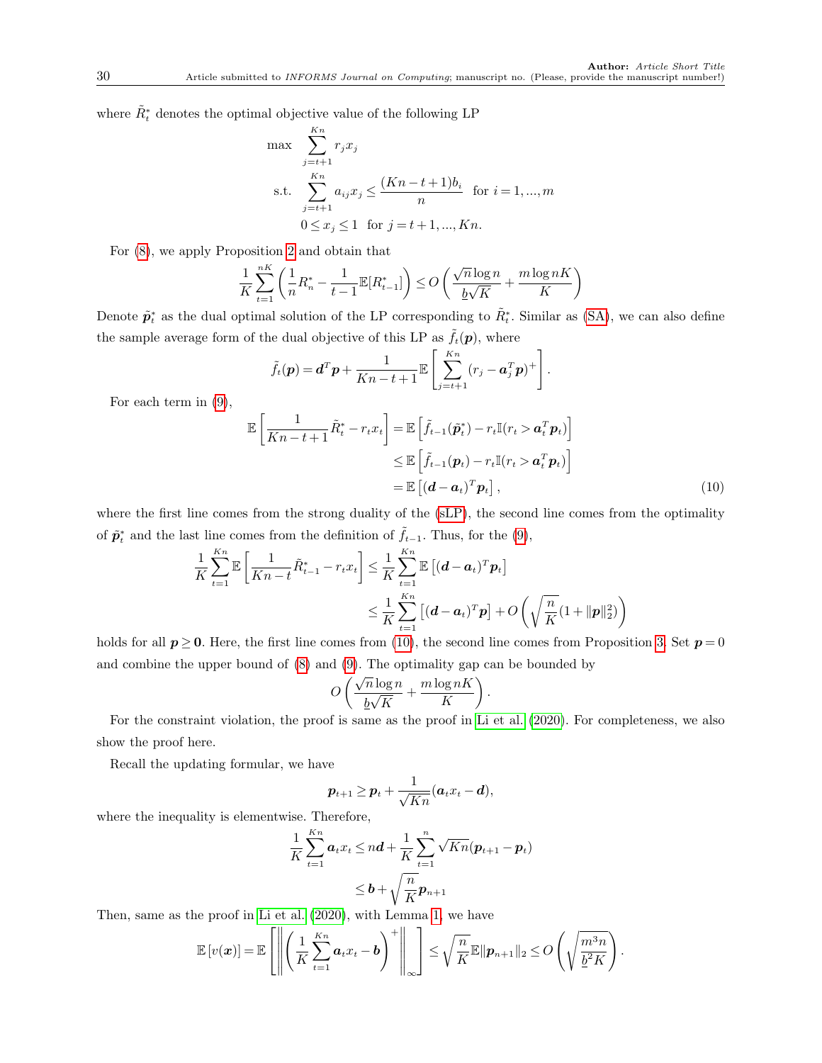where $\tilde{R}_t^*$ denotes the optimal objective value of the following LP

$$\begin{aligned}
\max \quad & \sum_{j=t+1}^{Kn} r_j x_j \\
\text{s.t.} \quad & \sum_{j=t+1}^{Kn} a_{ij} x_j \leq \frac{(Kn-t+1)b_i}{n} \quad \text{for } i=1,...,m \\
& 0 \leq x_j \leq 1 \quad \text{for } j=t+1,...,Kn.
\end{aligned}$$

For (8), we apply Proposition 2 and obtain that

$$\frac{1}{K}\sum_{t=1}^{nK}\left(\frac{1}{n}R_n^* - \frac{1}{t-1}\mathbb{E}[R_{t-1}^*]\right) \leq O\left(\frac{\sqrt{n}\log n}{\underline{b}\sqrt{K}} + \frac{m\log nK}{K}\right)$$

Denote $\tilde{\boldsymbol{p}}_t^*$ as the dual optimal solution of the LP corresponding to $\tilde{R}_t^*$. Similar as (SA), we can also define the sample average form of the dual objective of this LP as $\tilde{f}_t(\boldsymbol{p})$, where

$$\tilde{f}_t(\boldsymbol{p}) = \boldsymbol{d}^T\boldsymbol{p} + \frac{1}{Kn-t+1}\mathbb{E}\left[\sum_{j=t+1}^{Kn}(r_j - \boldsymbol{a}_j^T\boldsymbol{p})^+\right].$$

For each term in (9),

$$\begin{aligned}
\mathbb{E}\left[\frac{1}{Kn-t+1}\tilde{R}_t^* - r_t x_t\right] &= \mathbb{E}\left[\tilde{f}_{t-1}(\tilde{\boldsymbol{p}}_t^*) - r_t\mathbb{I}(r_t > \boldsymbol{a}_t^T\boldsymbol{p}_t)\right] \\
&\leq \mathbb{E}\left[\tilde{f}_{t-1}(\boldsymbol{p}_t) - r_t\mathbb{I}(r_t > \boldsymbol{a}_t^T\boldsymbol{p}_t)\right] \\
&= \mathbb{E}\left[(\boldsymbol{d}-\boldsymbol{a}_t)^T\boldsymbol{p}_t\right], \qquad (10)
\end{aligned}$$

where the first line comes from the strong duality of the (sLP), the second line comes from the optimality of $\tilde{\boldsymbol{p}}_t^*$ and the last line comes from the definition of $\tilde{f}_{t-1}$. Thus, for the (9),

$$\begin{aligned}
\frac{1}{K}\sum_{t=1}^{Kn}\mathbb{E}\left[\frac{1}{Kn-t}\tilde{R}_{t-1}^* - r_t x_t\right] &\leq \frac{1}{K}\sum_{t=1}^{Kn}\mathbb{E}\left[(\boldsymbol{d}-\boldsymbol{a}_t)^T\boldsymbol{p}_t\right] \\
&\leq \frac{1}{K}\sum_{t=1}^{Kn}\left[(\boldsymbol{d}-\boldsymbol{a}_t)^T\boldsymbol{p}\right] + O\left(\sqrt{\frac{n}{K}}(1+\|\boldsymbol{p}\|_2^2)\right)
\end{aligned}$$

holds for all $\boldsymbol{p} \geq \boldsymbol{0}$. Here, the first line comes from (10), the second line comes from Proposition 3. Set $\boldsymbol{p}=0$ and combine the upper bound of (8) and (9). The optimality gap can be bounded by

$$O\left(\frac{\sqrt{n}\log n}{\underline{b}\sqrt{K}} + \frac{m\log nK}{K}\right).$$

For the constraint violation, the proof is same as the proof in Li et al. (2020). For completeness, we also show the proof here.

Recall the updating formular, we have

$$\boldsymbol{p}_{t+1} \geq \boldsymbol{p}_t + \frac{1}{\sqrt{Kn}}(\boldsymbol{a}_t x_t - \boldsymbol{d}),$$

where the inequality is elementwise. Therefore,

$$\begin{aligned}
\frac{1}{K}\sum_{t=1}^{Kn}\boldsymbol{a}_t x_t &\leq n\boldsymbol{d} + \frac{1}{K}\sum_{t=1}^{n}\sqrt{Kn}(\boldsymbol{p}_{t+1} - \boldsymbol{p}_t) \\
&\leq \boldsymbol{b} + \sqrt{\frac{n}{K}}\boldsymbol{p}_{n+1}
\end{aligned}$$

Then, same as the proof in Li et al. (2020), with Lemma 1, we have

$$\mathbb{E}\left[v(\boldsymbol{x})\right] = \mathbb{E}\left[\left\|\left(\frac{1}{K}\sum_{t=1}^{Kn}\boldsymbol{a}_t x_t - \boldsymbol{b}\right)^+\right\|_\infty\right] \leq \sqrt{\frac{n}{K}}\mathbb{E}\|\boldsymbol{p}_{n+1}\|_2 \leq O\left(\sqrt{\frac{m^3 n}{\underline{b}^2 K}}\right).$$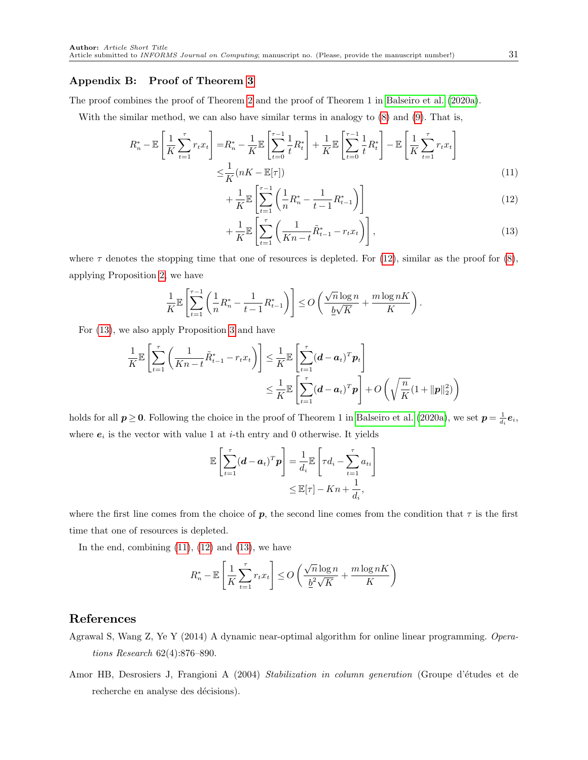## Appendix B: Proof of Theorem 3

The proof combines the proof of Theorem 2 and the proof of Theorem 1 in Balseiro et al. (2020a).

With the similar method, we can also have similar terms in analogy to (8) and (9). That is,

$$
\begin{aligned}
R_n^* - \mathbb{E}\left[\frac{1}{K}\sum_{t=1}^{\tau} r_t x_t\right] =& R_n^* - \frac{1}{K}\mathbb{E}\left[\sum_{t=0}^{\tau-1}\frac{1}{t}R_t^*\right] + \frac{1}{K}\mathbb{E}\left[\sum_{t=0}^{\tau-1}\frac{1}{t}R_t^*\right] - \mathbb{E}\left[\frac{1}{K}\sum_{t=1}^{\tau} r_t x_t\right] \\
\leq& \frac{1}{K}(nK - \mathbb{E}[\tau]) \qquad (11)\\
&+ \frac{1}{K}\mathbb{E}\left[\sum_{t=1}^{\tau-1}\left(\frac{1}{n}R_n^* - \frac{1}{t-1}R_{t-1}^*\right)\right] \qquad (12)\\
&+ \frac{1}{K}\mathbb{E}\left[\sum_{t=1}^{\tau}\left(\frac{1}{Kn-t}\tilde{R}_{t-1}^* - r_t x_t\right)\right], \qquad (13)
\end{aligned}
$$

where $\tau$ denotes the stopping time that one of resources is depleted. For (12), similar as the proof for (8), applying Proposition 2, we have

$$
\frac{1}{K}\mathbb{E}\left[\sum_{t=1}^{\tau-1}\left(\frac{1}{n}R_n^* - \frac{1}{t-1}R_{t-1}^*\right)\right] \leq O\left(\frac{\sqrt{n}\log n}{\underline{b}\sqrt{K}} + \frac{m\log nK}{K}\right).
$$

For (13), we also apply Proposition 3 and have

$$
\begin{aligned}
\frac{1}{K}\mathbb{E}\left[\sum_{t=1}^{\tau}\left(\frac{1}{Kn-t}\tilde{R}_{t-1}^* - r_t x_t\right)\right] &\leq \frac{1}{K}\mathbb{E}\left[\sum_{t=1}^{\tau}(\boldsymbol{d}-\boldsymbol{a}_t)^T\boldsymbol{p}_t\right] \\
&\leq \frac{1}{K}\mathbb{E}\left[\sum_{t=1}^{\tau}(\boldsymbol{d}-\boldsymbol{a}_t)^T\boldsymbol{p}\right] + O\left(\sqrt{\frac{n}{K}}(1+\|\boldsymbol{p}\|_2^2)\right)
\end{aligned}
$$

holds for all $\boldsymbol{p}\geq \boldsymbol{0}$. Following the choice in the proof of Theorem 1 in Balseiro et al. (2020a), we set $\boldsymbol{p}=\frac{1}{d_i}\boldsymbol{e}_i$, where $\boldsymbol{e}_i$ is the vector with value 1 at $i$-th entry and 0 otherwise. It yields

$$
\begin{aligned}
\mathbb{E}\left[\sum_{t=1}^{\tau}(\boldsymbol{d}-\boldsymbol{a}_t)^T\boldsymbol{p}\right] &= \frac{1}{d_i}\mathbb{E}\left[\tau d_i - \sum_{t=1}^{\tau}a_{ti}\right] \\
&\leq \mathbb{E}[\tau] - Kn + \frac{1}{d_i},
\end{aligned}
$$

where the first line comes from the choice of $\boldsymbol{p}$, the second line comes from the condition that $\tau$ is the first time that one of resources is depleted.

In the end, combining (11), (12) and (13), we have

$$
R_n^* - \mathbb{E}\left[\frac{1}{K}\sum_{t=1}^{\tau} r_t x_t\right] \leq O\left(\frac{\sqrt{n}\log n}{\underline{b}^2\sqrt{K}} + \frac{m\log nK}{K}\right)
$$

# References

Agrawal S, Wang Z, Ye Y (2014) A dynamic near-optimal algorithm for online linear programming. *Operations Research* 62(4):876–890.

Amor HB, Desrosiers J, Frangioni A (2004) *Stabilization in column generation* (Groupe d'études et de recherche en analyse des décisions).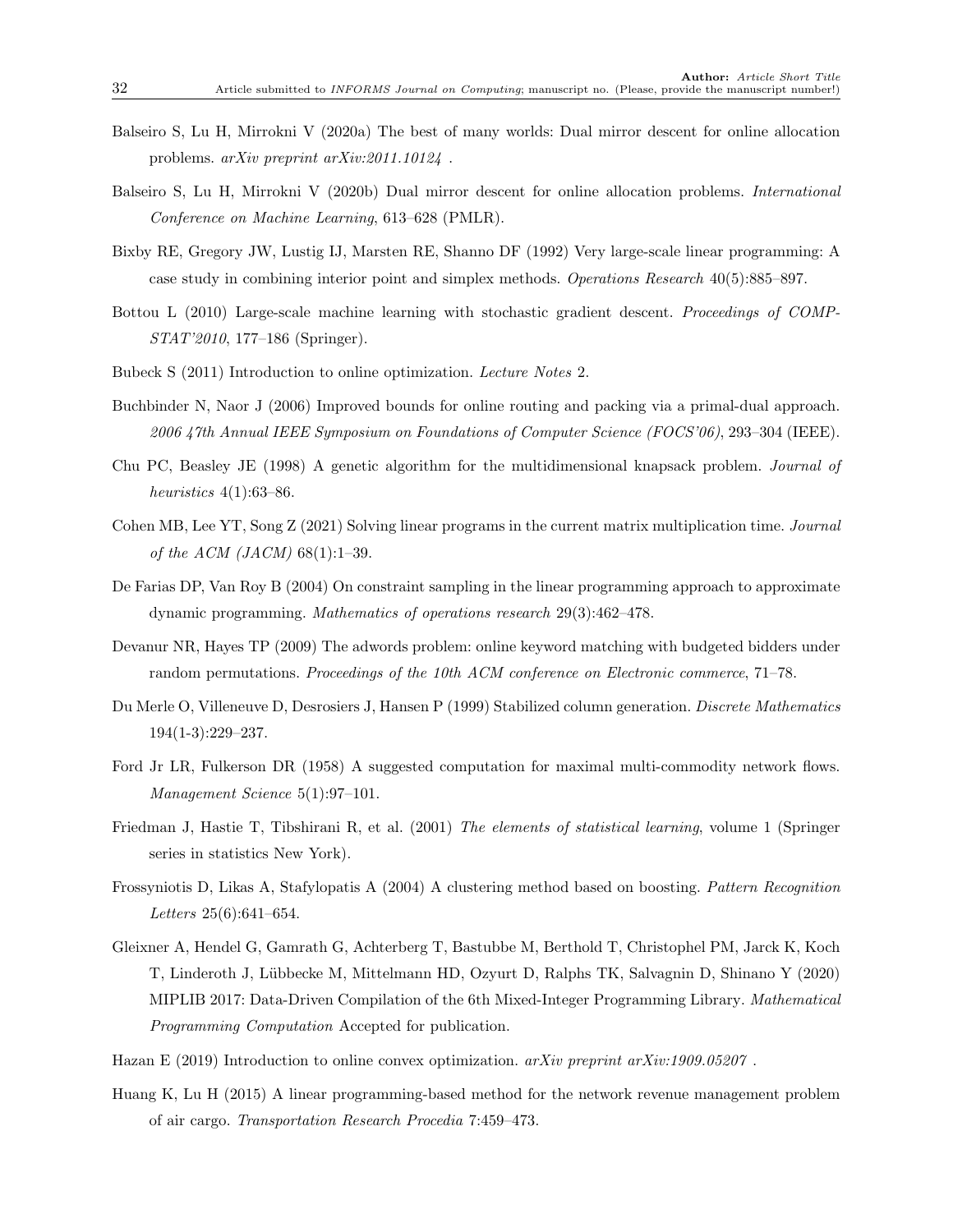Balseiro S, Lu H, Mirrokni V (2020a) The best of many worlds: Dual mirror descent for online allocation problems. *arXiv preprint arXiv:2011.10124* .

Balseiro S, Lu H, Mirrokni V (2020b) Dual mirror descent for online allocation problems. *International Conference on Machine Learning*, 613–628 (PMLR).

Bixby RE, Gregory JW, Lustig IJ, Marsten RE, Shanno DF (1992) Very large-scale linear programming: A case study in combining interior point and simplex methods. *Operations Research* 40(5):885–897.

Bottou L (2010) Large-scale machine learning with stochastic gradient descent. *Proceedings of COMPSTAT'2010*, 177–186 (Springer).

Bubeck S (2011) Introduction to online optimization. *Lecture Notes* 2.

Buchbinder N, Naor J (2006) Improved bounds for online routing and packing via a primal-dual approach. *2006 47th Annual IEEE Symposium on Foundations of Computer Science (FOCS'06)*, 293–304 (IEEE).

Chu PC, Beasley JE (1998) A genetic algorithm for the multidimensional knapsack problem. *Journal of heuristics* 4(1):63–86.

Cohen MB, Lee YT, Song Z (2021) Solving linear programs in the current matrix multiplication time. *Journal of the ACM (JACM)* 68(1):1–39.

De Farias DP, Van Roy B (2004) On constraint sampling in the linear programming approach to approximate dynamic programming. *Mathematics of operations research* 29(3):462–478.

Devanur NR, Hayes TP (2009) The adwords problem: online keyword matching with budgeted bidders under random permutations. *Proceedings of the 10th ACM conference on Electronic commerce*, 71–78.

Du Merle O, Villeneuve D, Desrosiers J, Hansen P (1999) Stabilized column generation. *Discrete Mathematics* 194(1-3):229–237.

Ford Jr LR, Fulkerson DR (1958) A suggested computation for maximal multi-commodity network flows. *Management Science* 5(1):97–101.

Friedman J, Hastie T, Tibshirani R, et al. (2001) *The elements of statistical learning*, volume 1 (Springer series in statistics New York).

Frossyniotis D, Likas A, Stafylopatis A (2004) A clustering method based on boosting. *Pattern Recognition Letters* 25(6):641–654.

Gleixner A, Hendel G, Gamrath G, Achterberg T, Bastubbe M, Berthold T, Christophel PM, Jarck K, Koch T, Linderoth J, Lübbecke M, Mittelmann HD, Ozyurt D, Ralphs TK, Salvagnin D, Shinano Y (2020) MIPLIB 2017: Data-Driven Compilation of the 6th Mixed-Integer Programming Library. *Mathematical Programming Computation* Accepted for publication.

Hazan E (2019) Introduction to online convex optimization. *arXiv preprint arXiv:1909.05207* .

Huang K, Lu H (2015) A linear programming-based method for the network revenue management problem of air cargo. *Transportation Research Procedia* 7:459–473.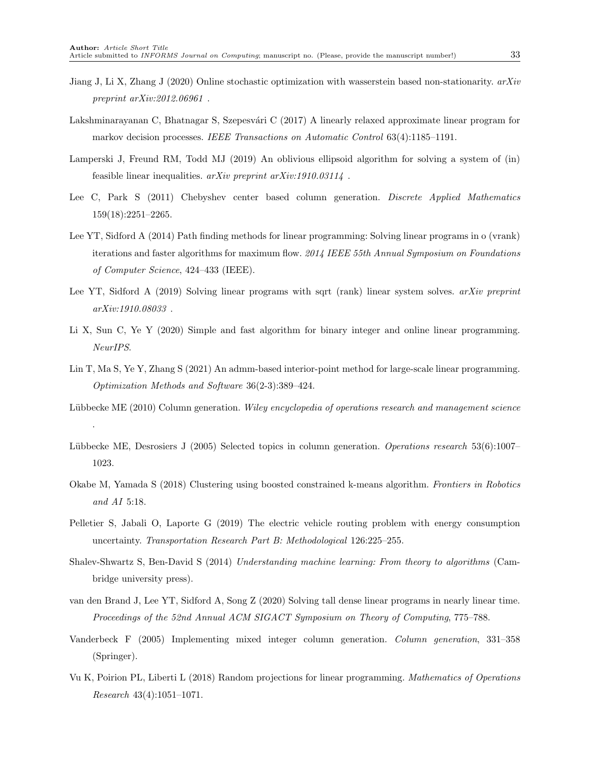Jiang J, Li X, Zhang J (2020) Online stochastic optimization with wasserstein based non-stationarity. *arXiv preprint arXiv:2012.06961* .

Lakshminarayanan C, Bhatnagar S, Szepesvári C (2017) A linearly relaxed approximate linear program for markov decision processes. *IEEE Transactions on Automatic Control* 63(4):1185–1191.

Lamperski J, Freund RM, Todd MJ (2019) An oblivious ellipsoid algorithm for solving a system of (in) feasible linear inequalities. *arXiv preprint arXiv:1910.03114* .

Lee C, Park S (2011) Chebyshev center based column generation. *Discrete Applied Mathematics* 159(18):2251–2265.

Lee YT, Sidford A (2014) Path finding methods for linear programming: Solving linear programs in o (vrank) iterations and faster algorithms for maximum flow. *2014 IEEE 55th Annual Symposium on Foundations of Computer Science*, 424–433 (IEEE).

Lee YT, Sidford A (2019) Solving linear programs with sqrt (rank) linear system solves. *arXiv preprint arXiv:1910.08033* .

Li X, Sun C, Ye Y (2020) Simple and fast algorithm for binary integer and online linear programming. *NeurIPS*.

Lin T, Ma S, Ye Y, Zhang S (2021) An admm-based interior-point method for large-scale linear programming. *Optimization Methods and Software* 36(2-3):389–424.

Lübbecke ME (2010) Column generation. *Wiley encyclopedia of operations research and management science* .

Lübbecke ME, Desrosiers J (2005) Selected topics in column generation. *Operations research* 53(6):1007–1023.

Okabe M, Yamada S (2018) Clustering using boosted constrained k-means algorithm. *Frontiers in Robotics and AI* 5:18.

Pelletier S, Jabali O, Laporte G (2019) The electric vehicle routing problem with energy consumption uncertainty. *Transportation Research Part B: Methodological* 126:225–255.

Shalev-Shwartz S, Ben-David S (2014) *Understanding machine learning: From theory to algorithms* (Cambridge university press).

van den Brand J, Lee YT, Sidford A, Song Z (2020) Solving tall dense linear programs in nearly linear time. *Proceedings of the 52nd Annual ACM SIGACT Symposium on Theory of Computing*, 775–788.

Vanderbeck F (2005) Implementing mixed integer column generation. *Column generation*, 331–358 (Springer).

Vu K, Poirion PL, Liberti L (2018) Random projections for linear programming. *Mathematics of Operations Research* 43(4):1051–1071.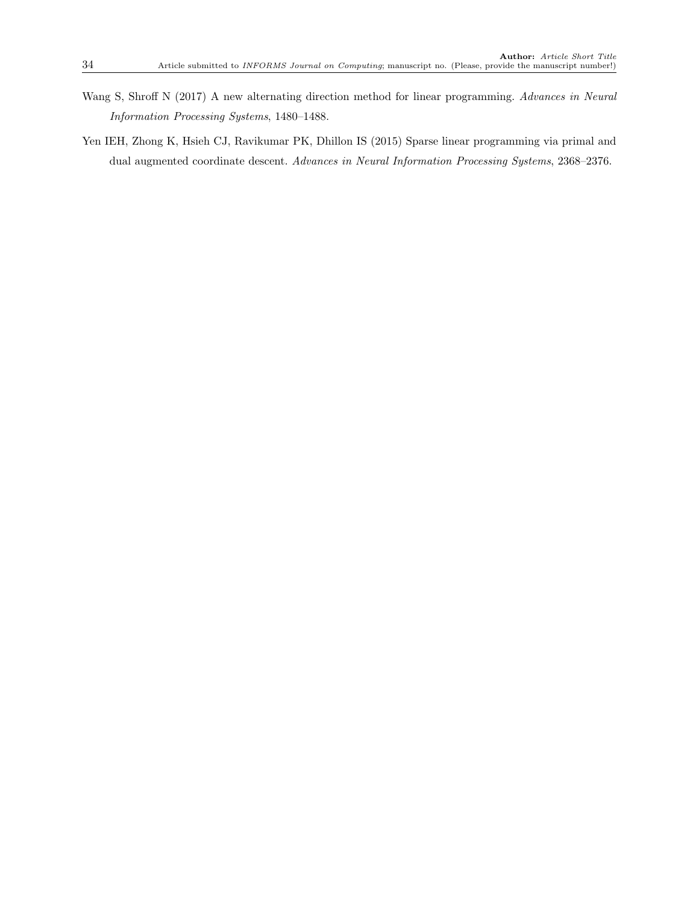Wang S, Shroff N (2017) A new alternating direction method for linear programming. *Advances in Neural Information Processing Systems*, 1480–1488.

Yen IEH, Zhong K, Hsieh CJ, Ravikumar PK, Dhillon IS (2015) Sparse linear programming via primal and dual augmented coordinate descent. *Advances in Neural Information Processing Systems*, 2368–2376.